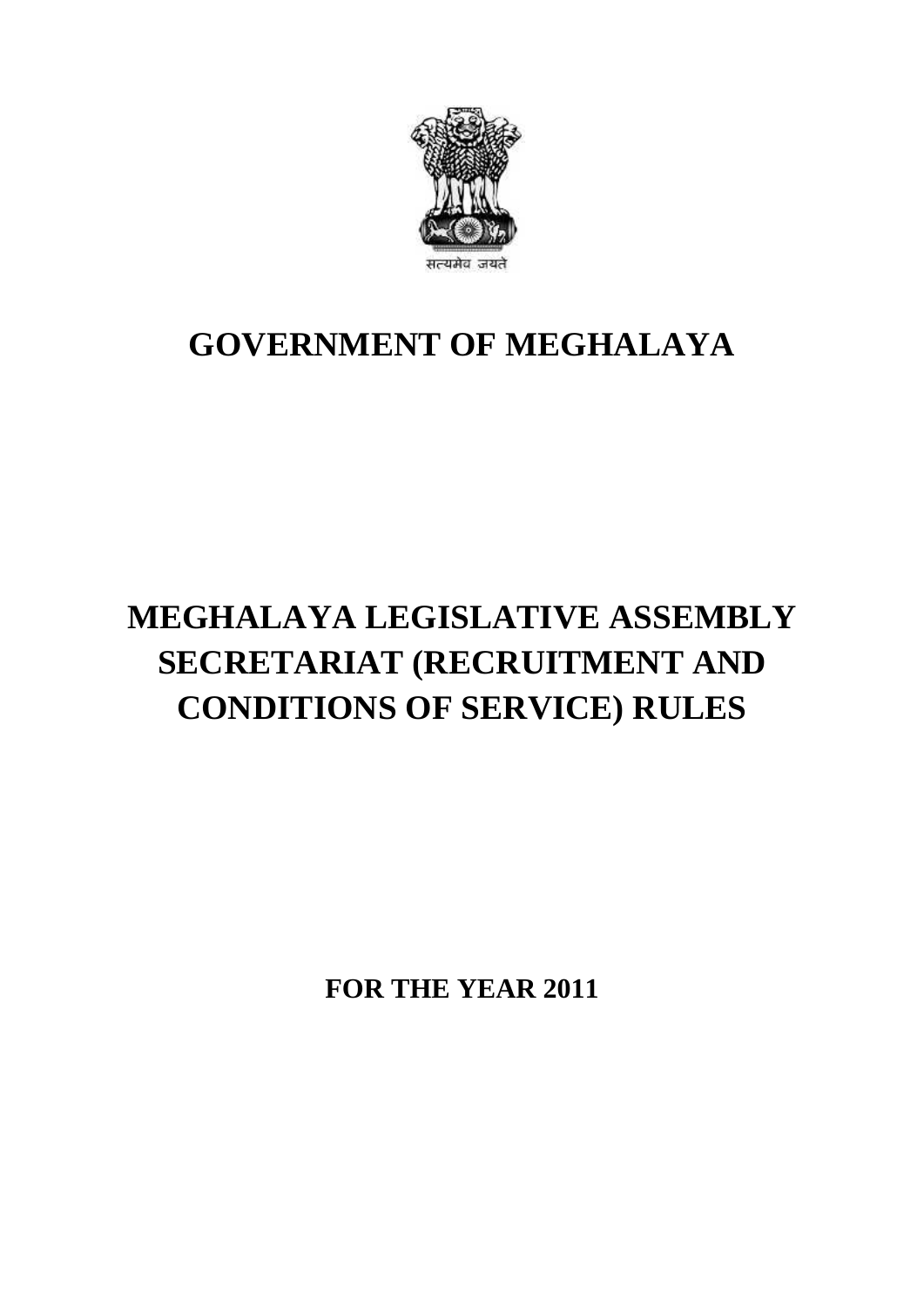सत्यमेव जयते

# GOVERNMENT OF MEGHALAYA

# MEGHALAYA LEGISLATIVE ASSEMBLY SECRETARIAT (RECRUITMENT AND CONDITIONS OF SERVICE) RULES

**FOR THE YEAR 2011**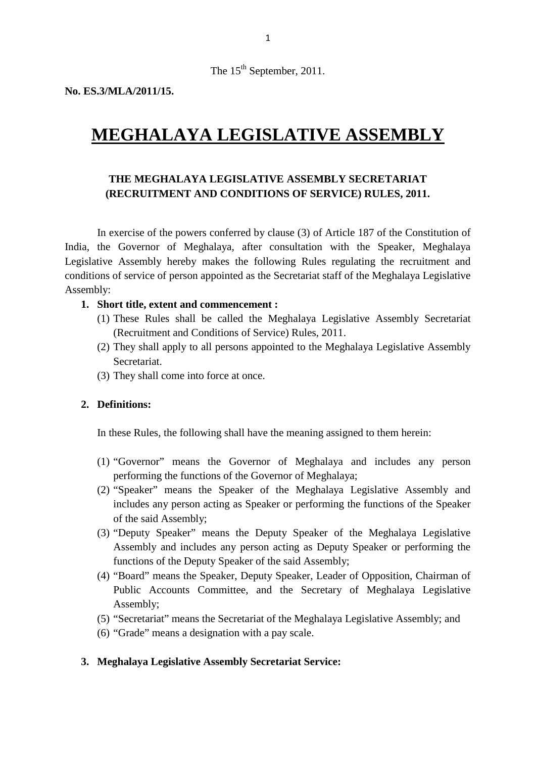The 15th September, 2011.

**No. ES.3/MLA/2011/15.**

# MEGHALAYA LEGISLATIVE ASSEMBLY

## THE MEGHALAYA LEGISLATIVE ASSEMBLY SECRETARIAT (RECRUITMENT AND CONDITIONS OF SERVICE) RULES, 2011.

In exercise of the powers conferred by clause (3) of Article 187 of the Constitution of India, the Governor of Meghalaya, after consultation with the Speaker, Meghalaya Legislative Assembly hereby makes the following Rules regulating the recruitment and conditions of service of person appointed as the Secretariat staff of the Meghalaya Legislative Assembly:

1. **Short title, extent and commencement :**
   (1) These Rules shall be called the Meghalaya Legislative Assembly Secretariat (Recruitment and Conditions of Service) Rules, 2011.
   (2) They shall apply to all persons appointed to the Meghalaya Legislative Assembly Secretariat.
   (3) They shall come into force at once.

2. **Definitions:**

   In these Rules, the following shall have the meaning assigned to them herein:

   (1) "Governor" means the Governor of Meghalaya and includes any person performing the functions of the Governor of Meghalaya;
   (2) "Speaker" means the Speaker of the Meghalaya Legislative Assembly and includes any person acting as Speaker or performing the functions of the Speaker of the said Assembly;
   (3) "Deputy Speaker" means the Deputy Speaker of the Meghalaya Legislative Assembly and includes any person acting as Deputy Speaker or performing the functions of the Deputy Speaker of the said Assembly;
   (4) "Board" means the Speaker, Deputy Speaker, Leader of Opposition, Chairman of Public Accounts Committee, and the Secretary of Meghalaya Legislative Assembly;
   (5) "Secretariat" means the Secretariat of the Meghalaya Legislative Assembly; and
   (6) "Grade" means a designation with a pay scale.

3. **Meghalaya Legislative Assembly Secretariat Service:**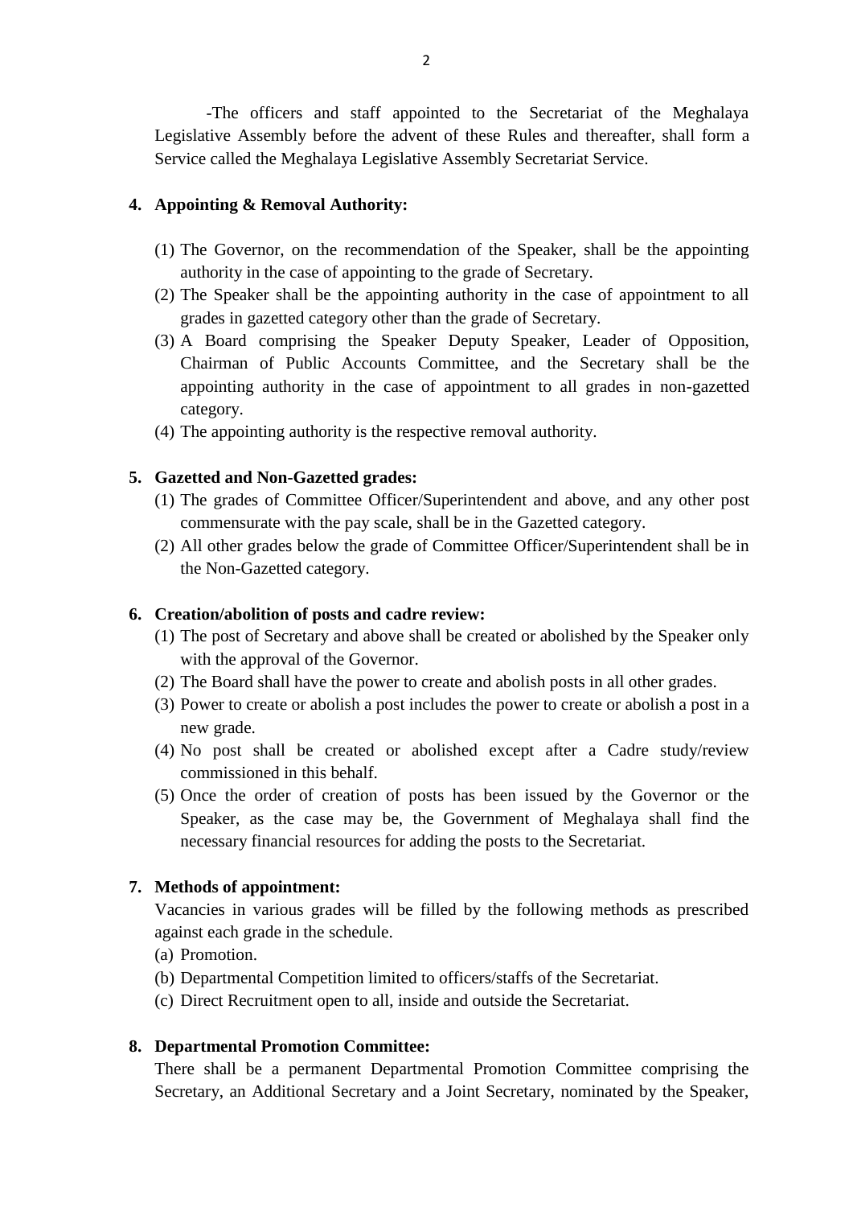-The officers and staff appointed to the Secretariat of the Meghalaya Legislative Assembly before the advent of these Rules and thereafter, shall form a Service called the Meghalaya Legislative Assembly Secretariat Service.

**4. Appointing & Removal Authority:**

(1) The Governor, on the recommendation of the Speaker, shall be the appointing authority in the case of appointing to the grade of Secretary.

(2) The Speaker shall be the appointing authority in the case of appointment to all grades in gazetted category other than the grade of Secretary.

(3) A Board comprising the Speaker Deputy Speaker, Leader of Opposition, Chairman of Public Accounts Committee, and the Secretary shall be the appointing authority in the case of appointment to all grades in non-gazetted category.

(4) The appointing authority is the respective removal authority.

**5. Gazetted and Non-Gazetted grades:**

(1) The grades of Committee Officer/Superintendent and above, and any other post commensurate with the pay scale, shall be in the Gazetted category.

(2) All other grades below the grade of Committee Officer/Superintendent shall be in the Non-Gazetted category.

**6. Creation/abolition of posts and cadre review:**

(1) The post of Secretary and above shall be created or abolished by the Speaker only with the approval of the Governor.

(2) The Board shall have the power to create and abolish posts in all other grades.

(3) Power to create or abolish a post includes the power to create or abolish a post in a new grade.

(4) No post shall be created or abolished except after a Cadre study/review commissioned in this behalf.

(5) Once the order of creation of posts has been issued by the Governor or the Speaker, as the case may be, the Government of Meghalaya shall find the necessary financial resources for adding the posts to the Secretariat.

**7. Methods of appointment:**

Vacancies in various grades will be filled by the following methods as prescribed against each grade in the schedule.

(a) Promotion.

(b) Departmental Competition limited to officers/staffs of the Secretariat.

(c) Direct Recruitment open to all, inside and outside the Secretariat.

**8. Departmental Promotion Committee:**

There shall be a permanent Departmental Promotion Committee comprising the Secretary, an Additional Secretary and a Joint Secretary, nominated by the Speaker,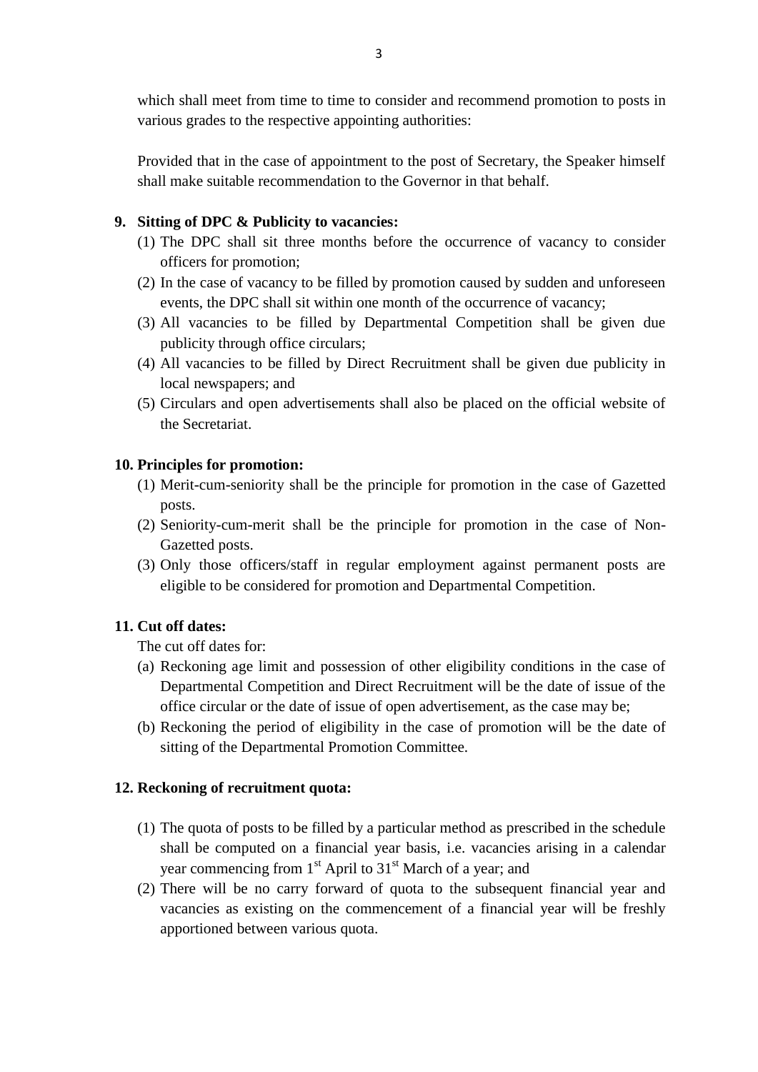which shall meet from time to time to consider and recommend promotion to posts in various grades to the respective appointing authorities:

Provided that in the case of appointment to the post of Secretary, the Speaker himself shall make suitable recommendation to the Governor in that behalf.

**9. Sitting of DPC & Publicity to vacancies:**

(1) The DPC shall sit three months before the occurrence of vacancy to consider officers for promotion;

(2) In the case of vacancy to be filled by promotion caused by sudden and unforeseen events, the DPC shall sit within one month of the occurrence of vacancy;

(3) All vacancies to be filled by Departmental Competition shall be given due publicity through office circulars;

(4) All vacancies to be filled by Direct Recruitment shall be given due publicity in local newspapers; and

(5) Circulars and open advertisements shall also be placed on the official website of the Secretariat.

**10. Principles for promotion:**

(1) Merit-cum-seniority shall be the principle for promotion in the case of Gazetted posts.

(2) Seniority-cum-merit shall be the principle for promotion in the case of Non-Gazetted posts.

(3) Only those officers/staff in regular employment against permanent posts are eligible to be considered for promotion and Departmental Competition.

**11. Cut off dates:**

The cut off dates for:

(a) Reckoning age limit and possession of other eligibility conditions in the case of Departmental Competition and Direct Recruitment will be the date of issue of the office circular or the date of issue of open advertisement, as the case may be;

(b) Reckoning the period of eligibility in the case of promotion will be the date of sitting of the Departmental Promotion Committee.

**12. Reckoning of recruitment quota:**

(1) The quota of posts to be filled by a particular method as prescribed in the schedule shall be computed on a financial year basis, i.e. vacancies arising in a calendar year commencing from 1st April to 31st March of a year; and

(2) There will be no carry forward of quota to the subsequent financial year and vacancies as existing on the commencement of a financial year will be freshly apportioned between various quota.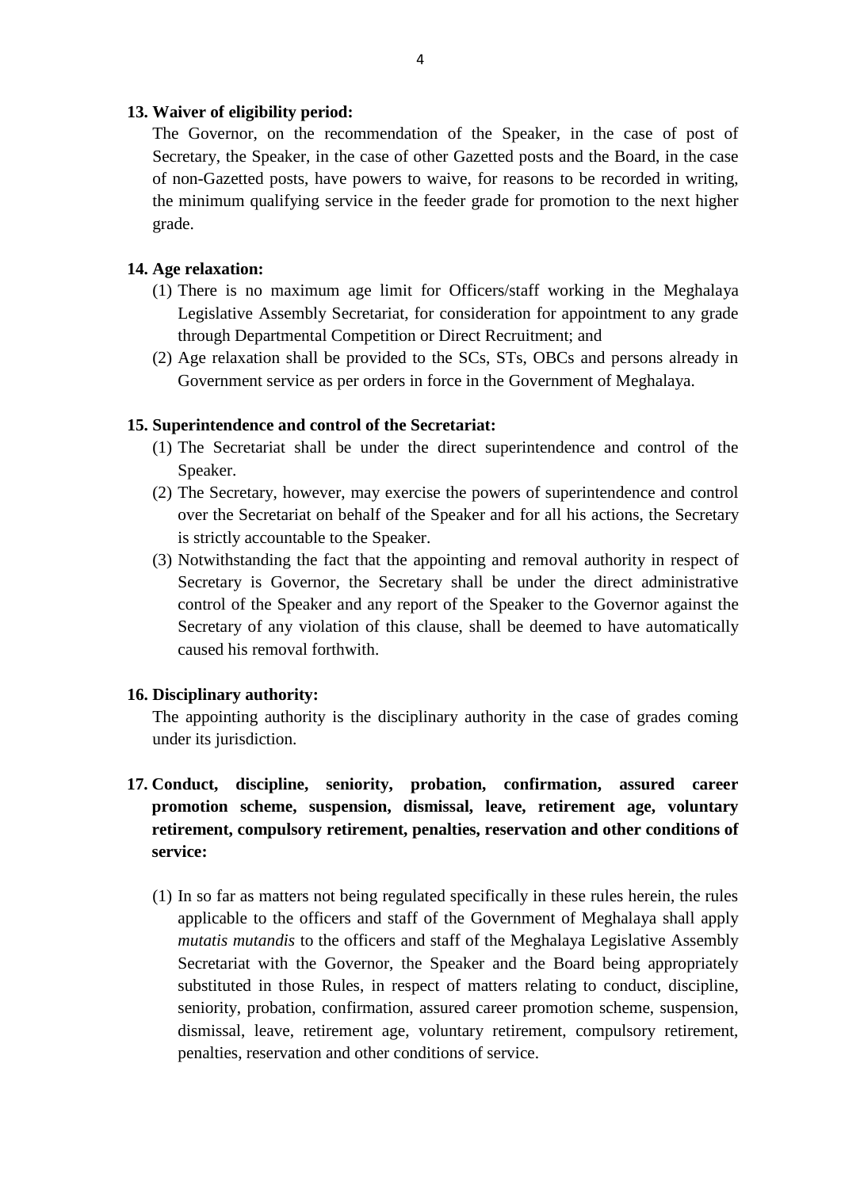**13. Waiver of eligibility period:**

The Governor, on the recommendation of the Speaker, in the case of post of Secretary, the Speaker, in the case of other Gazetted posts and the Board, in the case of non-Gazetted posts, have powers to waive, for reasons to be recorded in writing, the minimum qualifying service in the feeder grade for promotion to the next higher grade.

**14. Age relaxation:**

(1) There is no maximum age limit for Officers/staff working in the Meghalaya Legislative Assembly Secretariat, for consideration for appointment to any grade through Departmental Competition or Direct Recruitment; and

(2) Age relaxation shall be provided to the SCs, STs, OBCs and persons already in Government service as per orders in force in the Government of Meghalaya.

**15. Superintendence and control of the Secretariat:**

(1) The Secretariat shall be under the direct superintendence and control of the Speaker.

(2) The Secretary, however, may exercise the powers of superintendence and control over the Secretariat on behalf of the Speaker and for all his actions, the Secretary is strictly accountable to the Speaker.

(3) Notwithstanding the fact that the appointing and removal authority in respect of Secretary is Governor, the Secretary shall be under the direct administrative control of the Speaker and any report of the Speaker to the Governor against the Secretary of any violation of this clause, shall be deemed to have automatically caused his removal forthwith.

**16. Disciplinary authority:**

The appointing authority is the disciplinary authority in the case of grades coming under its jurisdiction.

**17. Conduct, discipline, seniority, probation, confirmation, assured career promotion scheme, suspension, dismissal, leave, retirement age, voluntary retirement, compulsory retirement, penalties, reservation and other conditions of service:**

(1) In so far as matters not being regulated specifically in these rules herein, the rules applicable to the officers and staff of the Government of Meghalaya shall apply *mutatis mutandis* to the officers and staff of the Meghalaya Legislative Assembly Secretariat with the Governor, the Speaker and the Board being appropriately substituted in those Rules, in respect of matters relating to conduct, discipline, seniority, probation, confirmation, assured career promotion scheme, suspension, dismissal, leave, retirement age, voluntary retirement, compulsory retirement, penalties, reservation and other conditions of service.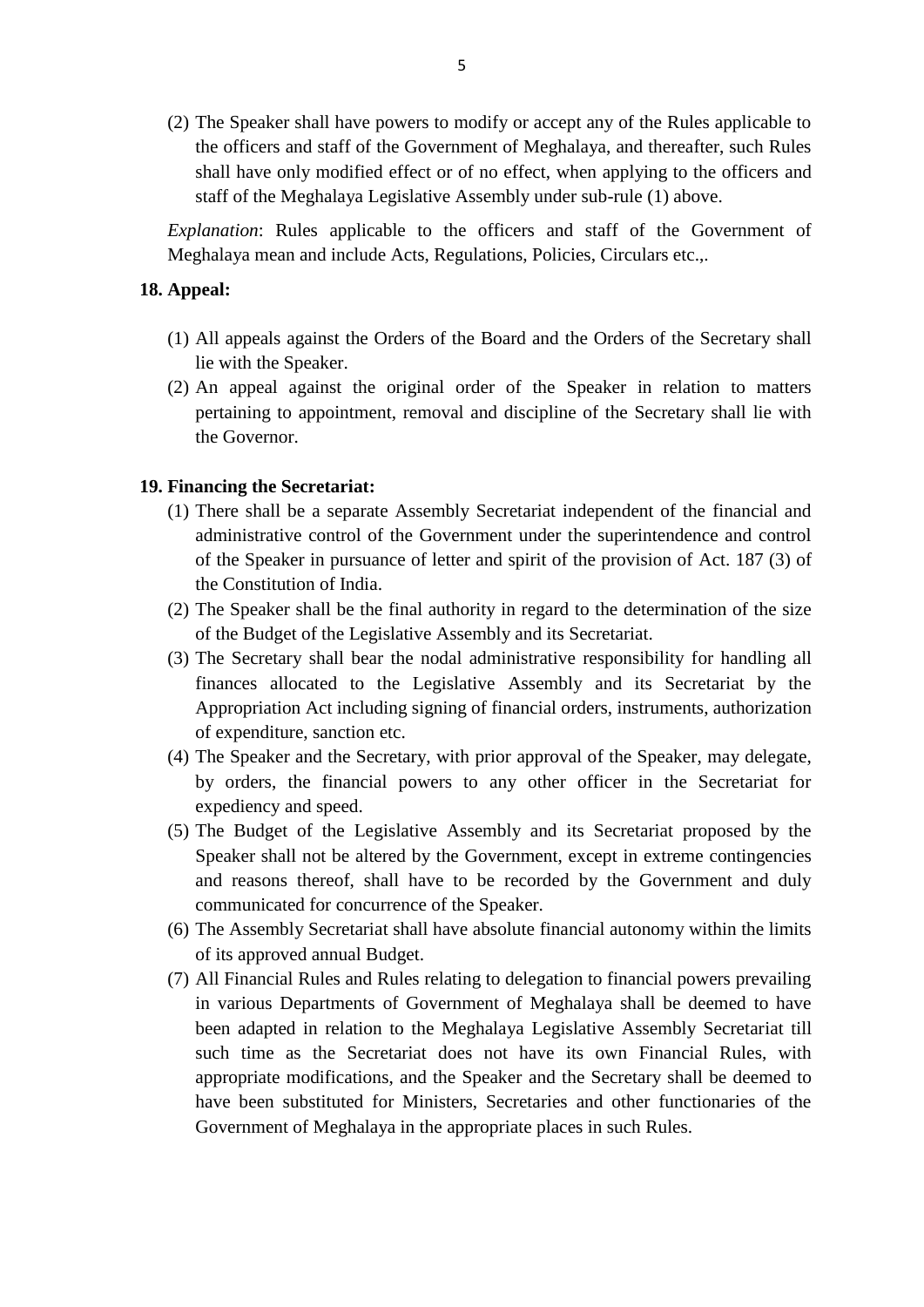(2) The Speaker shall have powers to modify or accept any of the Rules applicable to the officers and staff of the Government of Meghalaya, and thereafter, such Rules shall have only modified effect or of no effect, when applying to the officers and staff of the Meghalaya Legislative Assembly under sub-rule (1) above.

*Explanation*: Rules applicable to the officers and staff of the Government of Meghalaya mean and include Acts, Regulations, Policies, Circulars etc.,.

**18. Appeal:**

(1) All appeals against the Orders of the Board and the Orders of the Secretary shall lie with the Speaker.

(2) An appeal against the original order of the Speaker in relation to matters pertaining to appointment, removal and discipline of the Secretary shall lie with the Governor.

**19. Financing the Secretariat:**

(1) There shall be a separate Assembly Secretariat independent of the financial and administrative control of the Government under the superintendence and control of the Speaker in pursuance of letter and spirit of the provision of Act. 187 (3) of the Constitution of India.

(2) The Speaker shall be the final authority in regard to the determination of the size of the Budget of the Legislative Assembly and its Secretariat.

(3) The Secretary shall bear the nodal administrative responsibility for handling all finances allocated to the Legislative Assembly and its Secretariat by the Appropriation Act including signing of financial orders, instruments, authorization of expenditure, sanction etc.

(4) The Speaker and the Secretary, with prior approval of the Speaker, may delegate, by orders, the financial powers to any other officer in the Secretariat for expediency and speed.

(5) The Budget of the Legislative Assembly and its Secretariat proposed by the Speaker shall not be altered by the Government, except in extreme contingencies and reasons thereof, shall have to be recorded by the Government and duly communicated for concurrence of the Speaker.

(6) The Assembly Secretariat shall have absolute financial autonomy within the limits of its approved annual Budget.

(7) All Financial Rules and Rules relating to delegation to financial powers prevailing in various Departments of Government of Meghalaya shall be deemed to have been adapted in relation to the Meghalaya Legislative Assembly Secretariat till such time as the Secretariat does not have its own Financial Rules, with appropriate modifications, and the Speaker and the Secretary shall be deemed to have been substituted for Ministers, Secretaries and other functionaries of the Government of Meghalaya in the appropriate places in such Rules.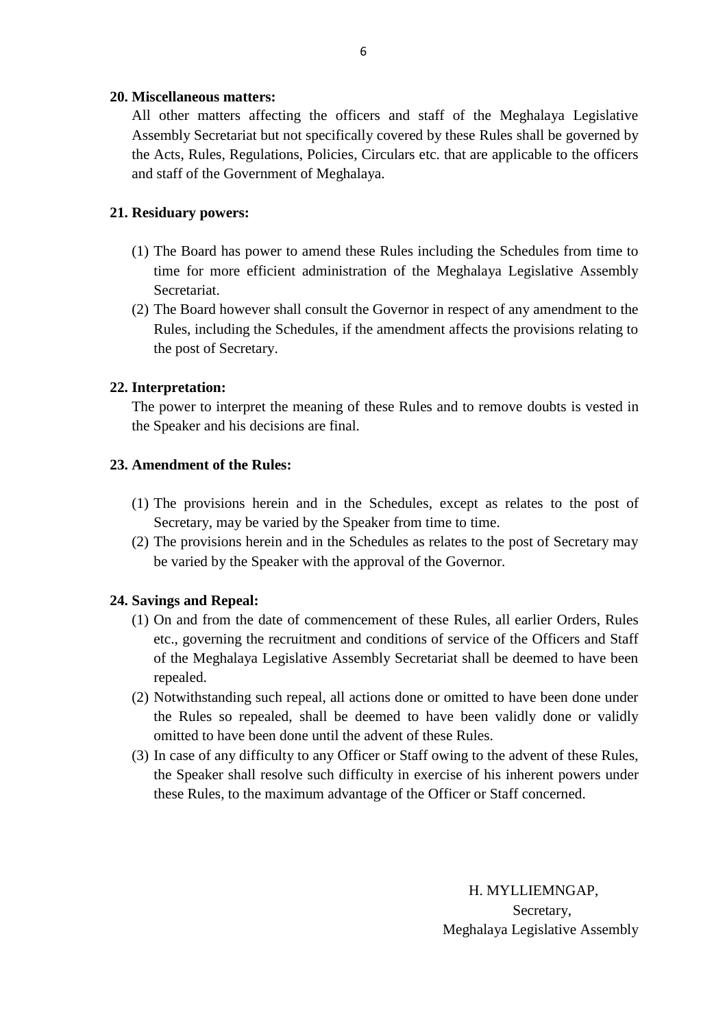**20. Miscellaneous matters:**

All other matters affecting the officers and staff of the Meghalaya Legislative Assembly Secretariat but not specifically covered by these Rules shall be governed by the Acts, Rules, Regulations, Policies, Circulars etc. that are applicable to the officers and staff of the Government of Meghalaya.

**21. Residuary powers:**

(1) The Board has power to amend these Rules including the Schedules from time to time for more efficient administration of the Meghalaya Legislative Assembly Secretariat.

(2) The Board however shall consult the Governor in respect of any amendment to the Rules, including the Schedules, if the amendment affects the provisions relating to the post of Secretary.

**22. Interpretation:**

The power to interpret the meaning of these Rules and to remove doubts is vested in the Speaker and his decisions are final.

**23. Amendment of the Rules:**

(1) The provisions herein and in the Schedules, except as relates to the post of Secretary, may be varied by the Speaker from time to time.

(2) The provisions herein and in the Schedules as relates to the post of Secretary may be varied by the Speaker with the approval of the Governor.

**24. Savings and Repeal:**

(1) On and from the date of commencement of these Rules, all earlier Orders, Rules etc., governing the recruitment and conditions of service of the Officers and Staff of the Meghalaya Legislative Assembly Secretariat shall be deemed to have been repealed.

(2) Notwithstanding such repeal, all actions done or omitted to have been done under the Rules so repealed, shall be deemed to have been validly done or validly omitted to have been done until the advent of these Rules.

(3) In case of any difficulty to any Officer or Staff owing to the advent of these Rules, the Speaker shall resolve such difficulty in exercise of his inherent powers under these Rules, to the maximum advantage of the Officer or Staff concerned.

H. MYLLIEMNGAP,
Secretary,
Meghalaya Legislative Assembly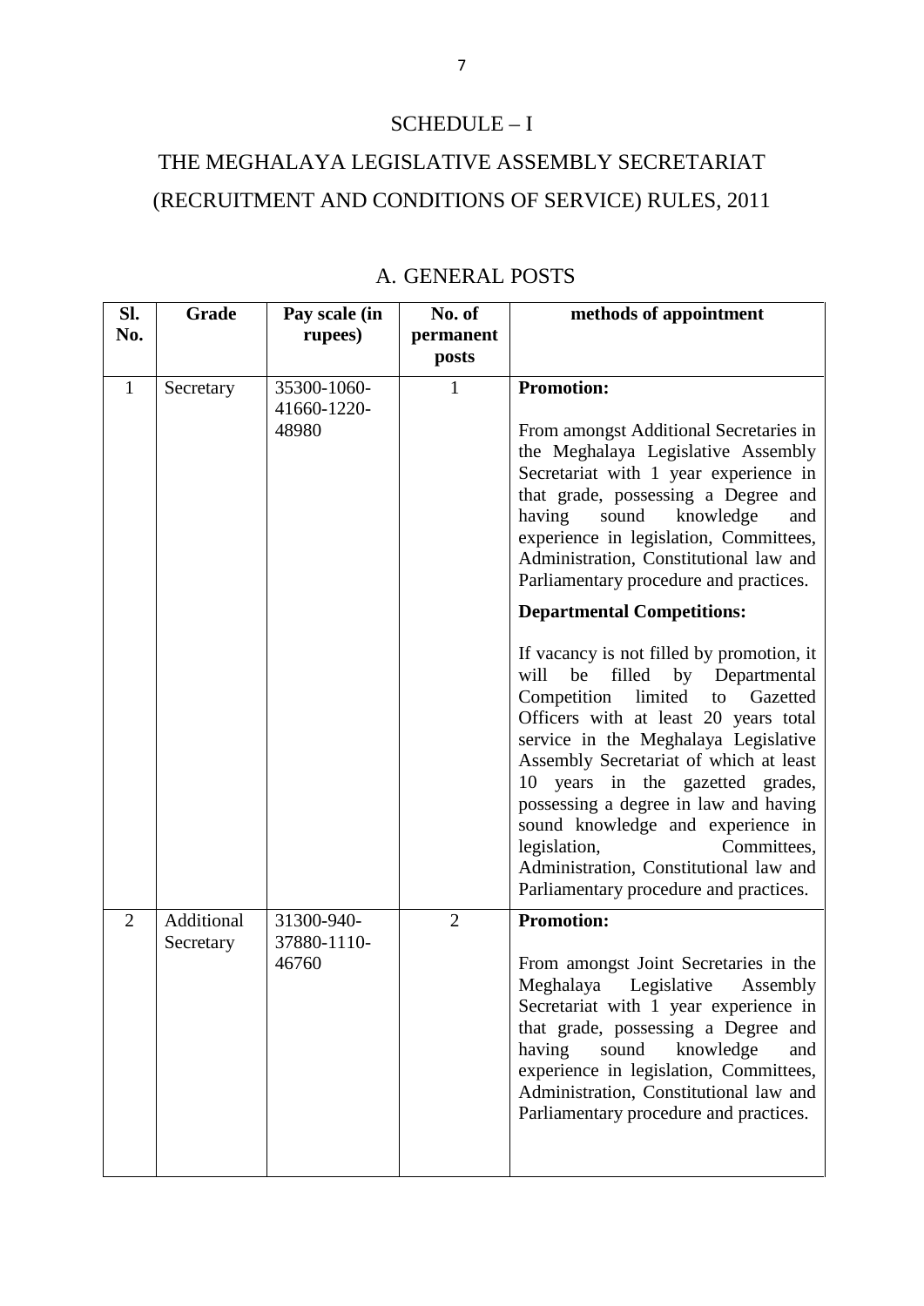# SCHEDULE – I

# THE MEGHALAYA LEGISLATIVE ASSEMBLY SECRETARIAT (RECRUITMENT AND CONDITIONS OF SERVICE) RULES, 2011

## A. GENERAL POSTS

| Sl. No. | Grade | Pay scale (in rupees) | No. of permanent posts | methods of appointment |
|---|---|---|---|---|
| 1 | Secretary | 35300-1060-41660-1220-48980 | 1 | **Promotion:** From amongst Additional Secretaries in the Meghalaya Legislative Assembly Secretariat with 1 year experience in that grade, possessing a Degree and having sound knowledge and experience in legislation, Committees, Administration, Constitutional law and Parliamentary procedure and practices. **Departmental Competitions:** If vacancy is not filled by promotion, it will be filled by Departmental Competition limited to Gazetted Officers with at least 20 years total service in the Meghalaya Legislative Assembly Secretariat of which at least 10 years in the gazetted grades, possessing a degree in law and having sound knowledge and experience in legislation, Committees, Administration, Constitutional law and Parliamentary procedure and practices. |
| 2 | Additional Secretary | 31300-940-37880-1110-46760 | 2 | **Promotion:** From amongst Joint Secretaries in the Meghalaya Legislative Assembly Secretariat with 1 year experience in that grade, possessing a Degree and having sound knowledge and experience in legislation, Committees, Administration, Constitutional law and Parliamentary procedure and practices. |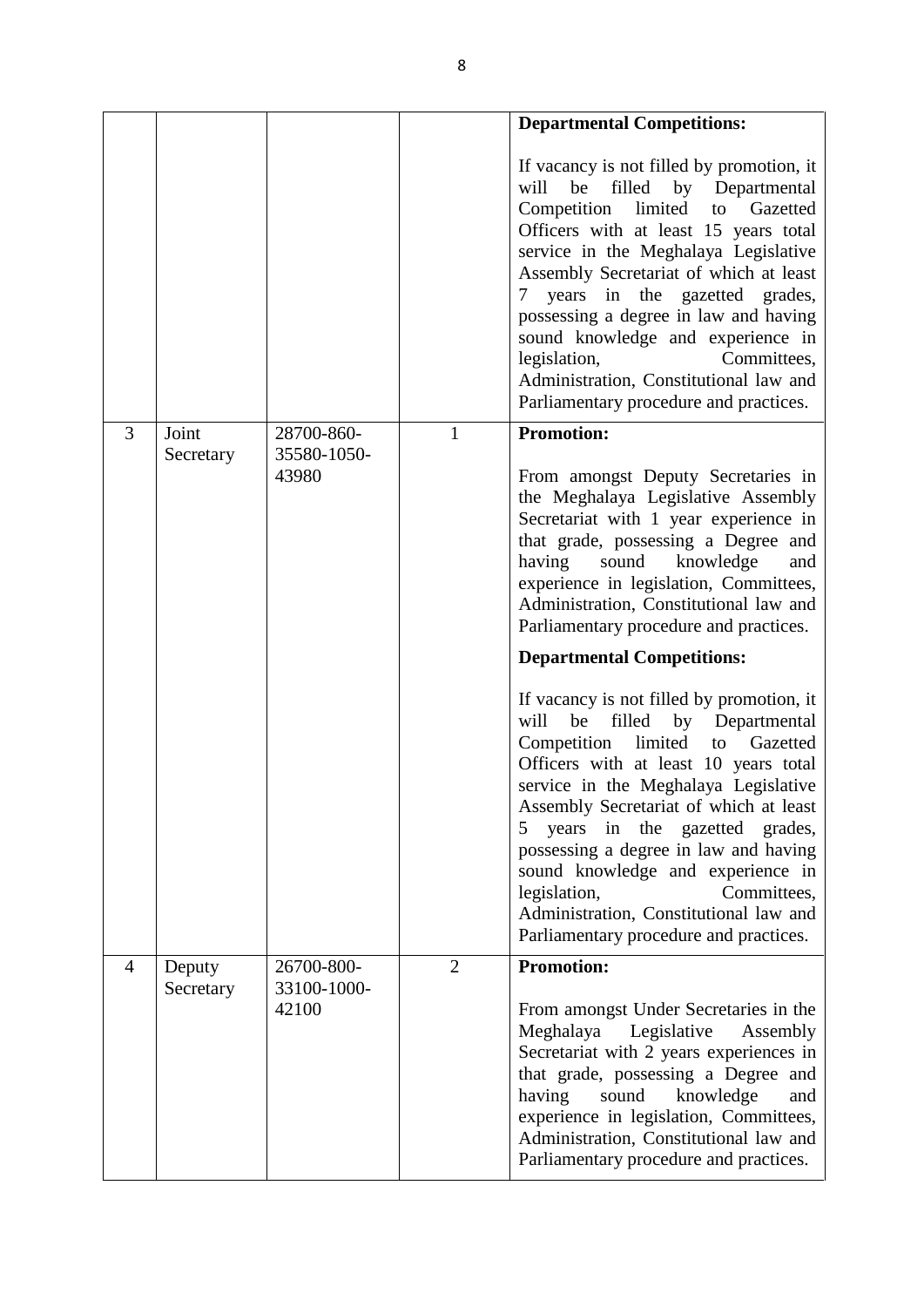| | | | | |
|---|---|---|---|---|
| | | | | **Departmental Competitions:**<br><br>If vacancy is not filled by promotion, it will be filled by Departmental Competition limited to Gazetted Officers with at least 15 years total service in the Meghalaya Legislative Assembly Secretariat of which at least 7 years in the gazetted grades, possessing a degree in law and having sound knowledge and experience in legislation, Committees, Administration, Constitutional law and Parliamentary procedure and practices. |
| 3 | Joint Secretary | 28700-860-35580-1050-43980 | 1 | **Promotion:**<br><br>From amongst Deputy Secretaries in the Meghalaya Legislative Assembly Secretariat with 1 year experience in that grade, possessing a Degree and having sound knowledge and experience in legislation, Committees, Administration, Constitutional law and Parliamentary procedure and practices.<br><br>**Departmental Competitions:**<br><br>If vacancy is not filled by promotion, it will be filled by Departmental Competition limited to Gazetted Officers with at least 10 years total service in the Meghalaya Legislative Assembly Secretariat of which at least 5 years in the gazetted grades, possessing a degree in law and having sound knowledge and experience in legislation, Committees, Administration, Constitutional law and Parliamentary procedure and practices. |
| 4 | Deputy Secretary | 26700-800-33100-1000-42100 | 2 | **Promotion:**<br><br>From amongst Under Secretaries in the Meghalaya Legislative Assembly Secretariat with 2 years experiences in that grade, possessing a Degree and having sound knowledge and experience in legislation, Committees, Administration, Constitutional law and Parliamentary procedure and practices. |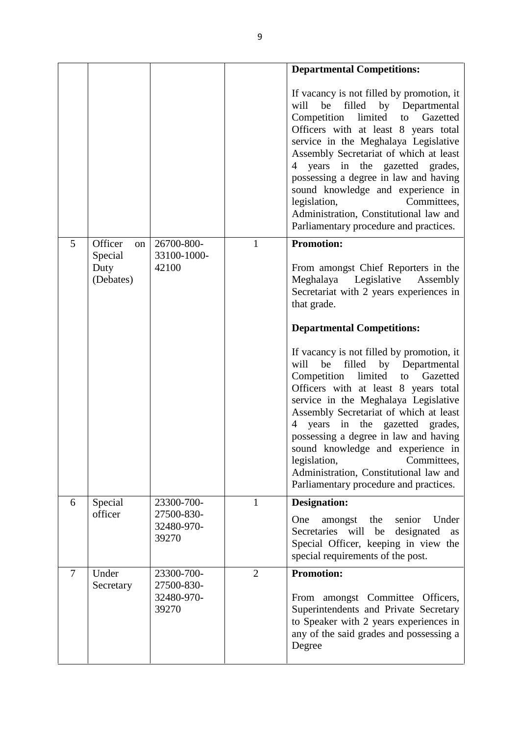| | | | | |
|---|---|---|---|---|
| | | | | **Departmental Competitions:**<br><br>If vacancy is not filled by promotion, it will be filled by Departmental Competition limited to Gazetted Officers with at least 8 years total service in the Meghalaya Legislative Assembly Secretariat of which at least 4 years in the gazetted grades, possessing a degree in law and having sound knowledge and experience in legislation, Committees, Administration, Constitutional law and Parliamentary procedure and practices. |
| 5 | Officer on Special Duty (Debates) | 26700-800-33100-1000-42100 | 1 | **Promotion:**<br><br>From amongst Chief Reporters in the Meghalaya Legislative Assembly Secretariat with 2 years experiences in that grade.<br><br>**Departmental Competitions:**<br><br>If vacancy is not filled by promotion, it will be filled by Departmental Competition limited to Gazetted Officers with at least 8 years total service in the Meghalaya Legislative Assembly Secretariat of which at least 4 years in the gazetted grades, possessing a degree in law and having sound knowledge and experience in legislation, Committees, Administration, Constitutional law and Parliamentary procedure and practices. |
| 6 | Special officer | 23300-700-27500-830-32480-970-39270 | 1 | **Designation:**<br><br>One amongst the senior Under Secretaries will be designated as Special Officer, keeping in view the special requirements of the post. |
| 7 | Under Secretary | 23300-700-27500-830-32480-970-39270 | 2 | **Promotion:**<br><br>From amongst Committee Officers, Superintendents and Private Secretary to Speaker with 2 years experiences in any of the said grades and possessing a Degree |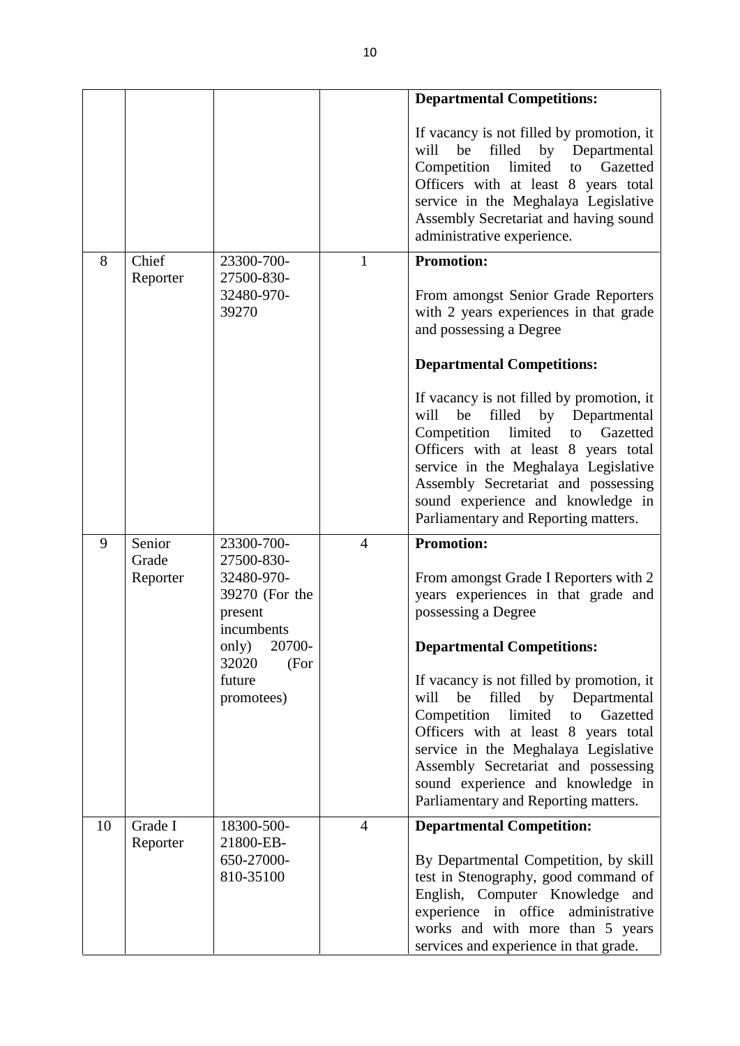| | | | | |
|---|---|---|---|---|
| | | | | **Departmental Competitions:**<br><br>If vacancy is not filled by promotion, it will be filled by Departmental Competition limited to Gazetted Officers with at least 8 years total service in the Meghalaya Legislative Assembly Secretariat and having sound administrative experience. |
| 8 | Chief Reporter | 23300-700-27500-830-32480-970-39270 | 1 | **Promotion:**<br><br>From amongst Senior Grade Reporters with 2 years experiences in that grade and possessing a Degree<br><br>**Departmental Competitions:**<br><br>If vacancy is not filled by promotion, it will be filled by Departmental Competition limited to Gazetted Officers with at least 8 years total service in the Meghalaya Legislative Assembly Secretariat and possessing sound experience and knowledge in Parliamentary and Reporting matters. |
| 9 | Senior Grade Reporter | 23300-700-27500-830-32480-970-39270 (For the present incumbents only) 20700-32020 (For future promotees) | 4 | **Promotion:**<br><br>From amongst Grade I Reporters with 2 years experiences in that grade and possessing a Degree<br><br>**Departmental Competitions:**<br><br>If vacancy is not filled by promotion, it will be filled by Departmental Competition limited to Gazetted Officers with at least 8 years total service in the Meghalaya Legislative Assembly Secretariat and possessing sound experience and knowledge in Parliamentary and Reporting matters. |
| 10 | Grade I Reporter | 18300-500-21800-EB-650-27000-810-35100 | 4 | **Departmental Competition:**<br><br>By Departmental Competition, by skill test in Stenography, good command of English, Computer Knowledge and experience in office administrative works and with more than 5 years services and experience in that grade. |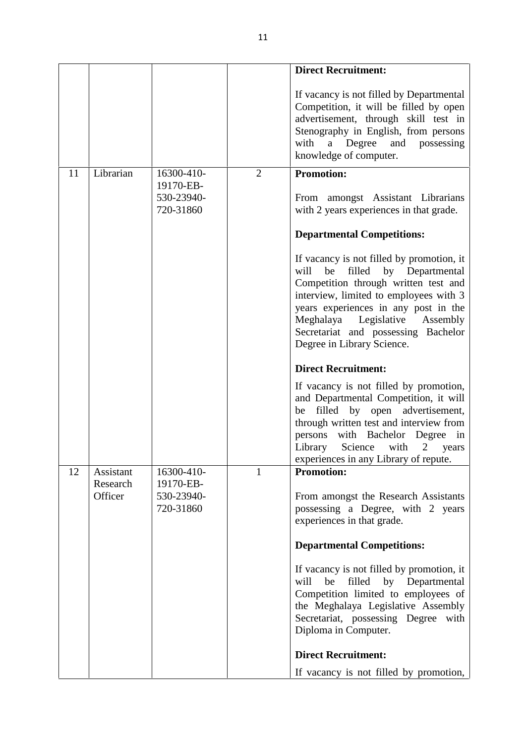| | | | | |
|---|---|---|---|---|
| | | | | **Direct Recruitment:**<br><br>If vacancy is not filled by Departmental Competition, it will be filled by open advertisement, through skill test in Stenography in English, from persons with a Degree and possessing knowledge of computer. |
| 11 | Librarian | 16300-410-19170-EB-530-23940-720-31860 | 2 | **Promotion:**<br><br>From amongst Assistant Librarians with 2 years experiences in that grade.<br><br>**Departmental Competitions:**<br><br>If vacancy is not filled by promotion, it will be filled by Departmental Competition through written test and interview, limited to employees with 3 years experiences in any post in the Meghalaya Legislative Assembly Secretariat and possessing Bachelor Degree in Library Science.<br><br>**Direct Recruitment:**<br><br>If vacancy is not filled by promotion, and Departmental Competition, it will be filled by open advertisement, through written test and interview from persons with Bachelor Degree in Library Science with 2 years experiences in any Library of repute. |
| 12 | Assistant Research Officer | 16300-410-19170-EB-530-23940-720-31860 | 1 | **Promotion:**<br><br>From amongst the Research Assistants possessing a Degree, with 2 years experiences in that grade.<br><br>**Departmental Competitions:**<br><br>If vacancy is not filled by promotion, it will be filled by Departmental Competition limited to employees of the Meghalaya Legislative Assembly Secretariat, possessing Degree with Diploma in Computer.<br><br>**Direct Recruitment:**<br><br>If vacancy is not filled by promotion, |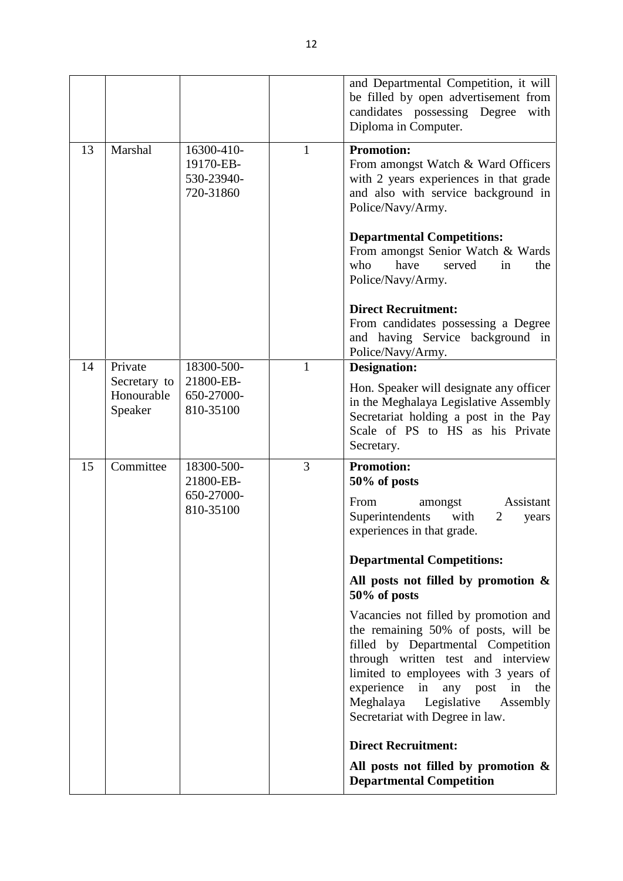| | | | | |
|---|---|---|---|---|
| | | | | and Departmental Competition, it will be filled by open advertisement from candidates possessing Degree with Diploma in Computer. |
| 13 | Marshal | 16300-410-19170-EB-530-23940-720-31860 | 1 | **Promotion:**<br>From amongst Watch & Ward Officers with 2 years experiences in that grade and also with service background in Police/Navy/Army.<br><br>**Departmental Competitions:**<br>From amongst Senior Watch & Wards who have served in the Police/Navy/Army.<br><br>**Direct Recruitment:**<br>From candidates possessing a Degree and having Service background in Police/Navy/Army. |
| 14 | Private Secretary to Honourable Speaker | 18300-500-21800-EB-650-27000-810-35100 | 1 | **Designation:**<br>Hon. Speaker will designate any officer in the Meghalaya Legislative Assembly Secretariat holding a post in the Pay Scale of PS to HS as his Private Secretary. |
| 15 | Committee | 18300-500-21800-EB-650-27000-810-35100 | 3 | **Promotion:**<br>**50% of posts**<br>From amongst Assistant Superintendents with 2 years experiences in that grade.<br><br>**Departmental Competitions:**<br>**All posts not filled by promotion & 50% of posts**<br>Vacancies not filled by promotion and the remaining 50% of posts, will be filled by Departmental Competition through written test and interview limited to employees with 3 years of experience in any post in the Meghalaya Legislative Assembly Secretariat with Degree in law.<br><br>**Direct Recruitment:**<br>**All posts not filled by promotion & Departmental Competition** |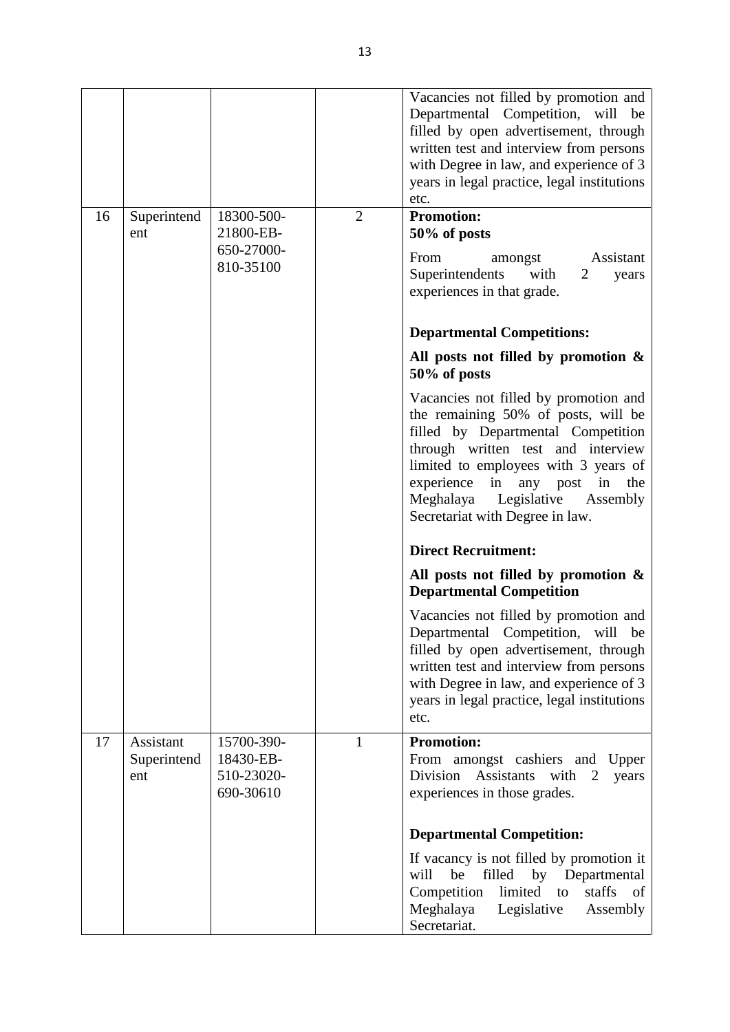| | | | | |
|---|---|---|---|---|
| | | | | Vacancies not filled by promotion and Departmental Competition, will be filled by open advertisement, through written test and interview from persons with Degree in law, and experience of 3 years in legal practice, legal institutions etc. |
| 16 | Superintendent | 18300-500-21800-EB-650-27000-810-35100 | 2 | **Promotion:** **50% of posts** From amongst Assistant Superintendents with 2 years experiences in that grade. **Departmental Competitions:** **All posts not filled by promotion & 50% of posts** Vacancies not filled by promotion and the remaining 50% of posts, will be filled by Departmental Competition through written test and interview limited to employees with 3 years of experience in any post in the Meghalaya Legislative Assembly Secretariat with Degree in law. **Direct Recruitment:** **All posts not filled by promotion & Departmental Competition** Vacancies not filled by promotion and Departmental Competition, will be filled by open advertisement, through written test and interview from persons with Degree in law, and experience of 3 years in legal practice, legal institutions etc. |
| 17 | Assistant Superintendent | 15700-390-18430-EB-510-23020-690-30610 | 1 | **Promotion:** From amongst cashiers and Upper Division Assistants with 2 years experiences in those grades. **Departmental Competition:** If vacancy is not filled by promotion it will be filled by Departmental Competition limited to staffs of Meghalaya Legislative Assembly Secretariat. |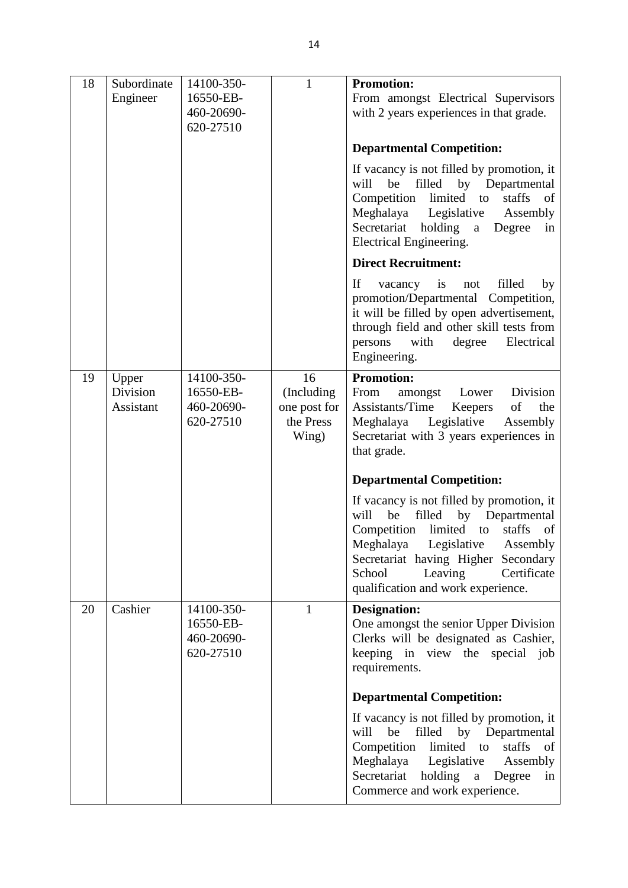| 18 | Subordinate Engineer | 14100-350-16550-EB-460-20690-620-27510 | 1 | **Promotion:** From amongst Electrical Supervisors with 2 years experiences in that grade. **Departmental Competition:** If vacancy is not filled by promotion, it will be filled by Departmental Competition limited to staffs of Meghalaya Legislative Assembly Secretariat holding a Degree in Electrical Engineering. **Direct Recruitment:** If vacancy is not filled by promotion/Departmental Competition, it will be filled by open advertisement, through field and other skill tests from persons with degree Electrical Engineering. |
|---|---|---|---|---|
| 19 | Upper Division Assistant | 14100-350-16550-EB-460-20690-620-27510 | 16 (Including one post for the Press Wing) | **Promotion:** From amongst Lower Division Assistants/Time Keepers of the Meghalaya Legislative Assembly Secretariat with 3 years experiences in that grade. **Departmental Competition:** If vacancy is not filled by promotion, it will be filled by Departmental Competition limited to staffs of Meghalaya Legislative Assembly Secretariat having Higher Secondary School Leaving Certificate qualification and work experience. |
| 20 | Cashier | 14100-350-16550-EB-460-20690-620-27510 | 1 | **Designation:** One amongst the senior Upper Division Clerks will be designated as Cashier, keeping in view the special job requirements. **Departmental Competition:** If vacancy is not filled by promotion, it will be filled by Departmental Competition limited to staffs of Meghalaya Legislative Assembly Secretariat holding a Degree in Commerce and work experience. |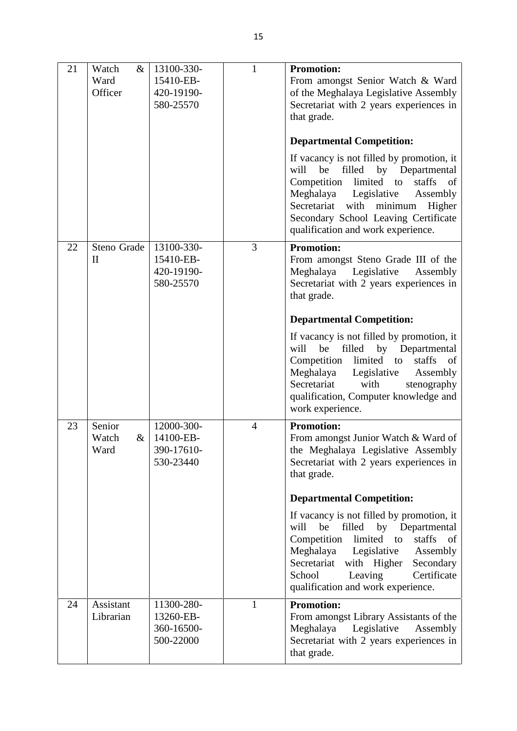| 21 | Watch & Ward Officer | 13100-330-15410-EB-420-19190-580-25570 | 1 | **Promotion:**<br>From amongst Senior Watch & Ward of the Meghalaya Legislative Assembly Secretariat with 2 years experiences in that grade.<br><br>**Departmental Competition:**<br><br>If vacancy is not filled by promotion, it will be filled by Departmental Competition limited to staffs of Meghalaya Legislative Assembly Secretariat with minimum Higher Secondary School Leaving Certificate qualification and work experience. |
|---|---|---|---|---|
| 22 | Steno Grade II | 13100-330-15410-EB-420-19190-580-25570 | 3 | **Promotion:**<br>From amongst Steno Grade III of the Meghalaya Legislative Assembly Secretariat with 2 years experiences in that grade.<br><br>**Departmental Competition:**<br><br>If vacancy is not filled by promotion, it will be filled by Departmental Competition limited to staffs of Meghalaya Legislative Assembly Secretariat with stenography qualification, Computer knowledge and work experience. |
| 23 | Senior Watch & Ward | 12000-300-14100-EB-390-17610-530-23440 | 4 | **Promotion:**<br>From amongst Junior Watch & Ward of the Meghalaya Legislative Assembly Secretariat with 2 years experiences in that grade.<br><br>**Departmental Competition:**<br><br>If vacancy is not filled by promotion, it will be filled by Departmental Competition limited to staffs of Meghalaya Legislative Assembly Secretariat with Higher Secondary School Leaving Certificate qualification and work experience. |
| 24 | Assistant Librarian | 11300-280-13260-EB-360-16500-500-22000 | 1 | **Promotion:**<br>From amongst Library Assistants of the Meghalaya Legislative Assembly Secretariat with 2 years experiences in that grade. |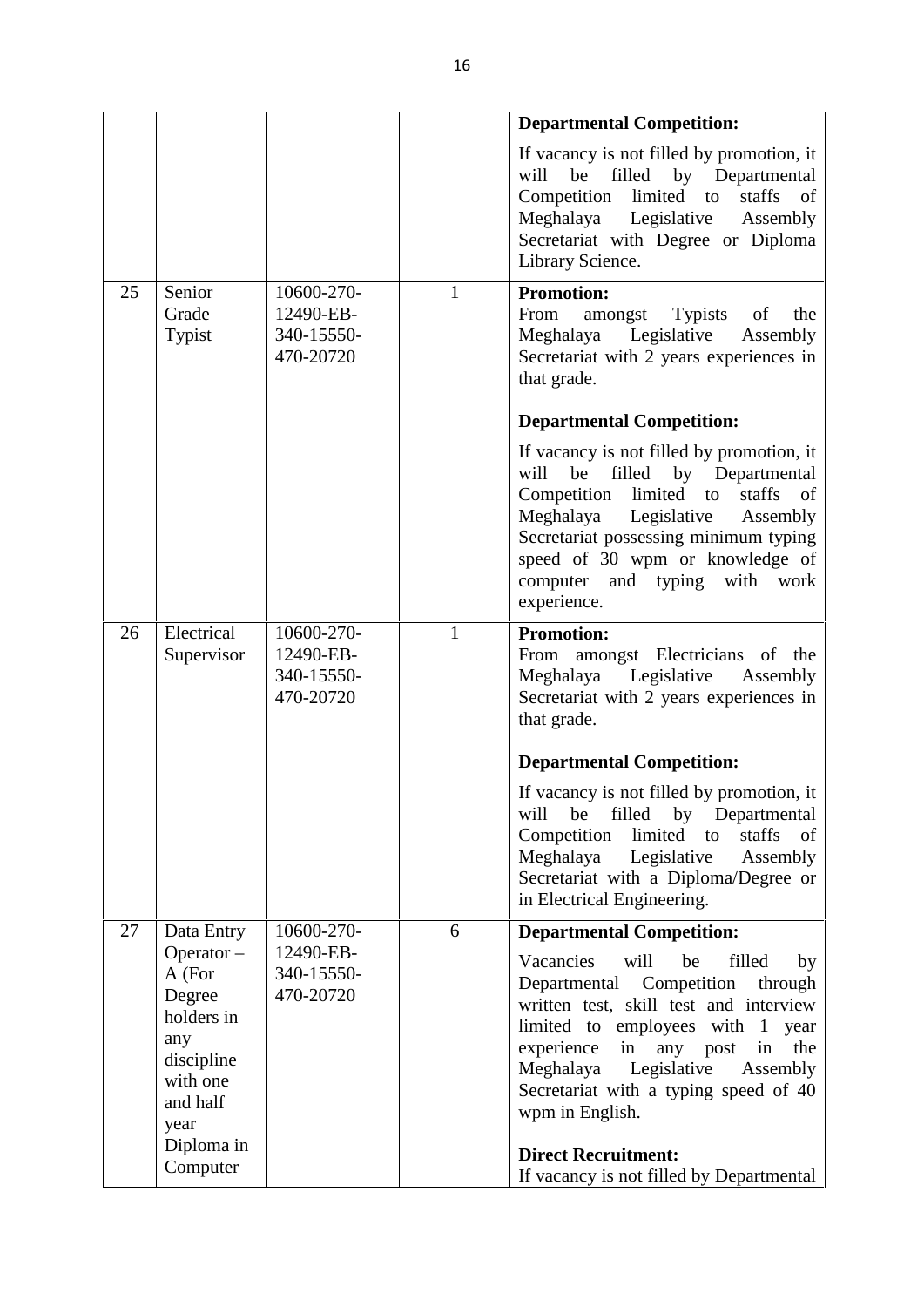| | | | | |
|---|---|---|---|---|
| | | | | **Departmental Competition:**<br><br>If vacancy is not filled by promotion, it will be filled by Departmental Competition limited to staffs of Meghalaya Legislative Assembly Secretariat with Degree or Diploma Library Science. |
| 25 | Senior Grade Typist | 10600-270-12490-EB-340-15550-470-20720 | 1 | **Promotion:**<br>From amongst Typists of the Meghalaya Legislative Assembly Secretariat with 2 years experiences in that grade.<br><br>**Departmental Competition:**<br><br>If vacancy is not filled by promotion, it will be filled by Departmental Competition limited to staffs of Meghalaya Legislative Assembly Secretariat possessing minimum typing speed of 30 wpm or knowledge of computer and typing with work experience. |
| 26 | Electrical Supervisor | 10600-270-12490-EB-340-15550-470-20720 | 1 | **Promotion:**<br>From amongst Electricians of the Meghalaya Legislative Assembly Secretariat with 2 years experiences in that grade.<br><br>**Departmental Competition:**<br><br>If vacancy is not filled by promotion, it will be filled by Departmental Competition limited to staffs of Meghalaya Legislative Assembly Secretariat with a Diploma/Degree or in Electrical Engineering. |
| 27 | Data Entry Operator – A (For Degree holders in any discipline with one and half year Diploma in Computer | 10600-270-12490-EB-340-15550-470-20720 | 6 | **Departmental Competition:**<br><br>Vacancies will be filled by Departmental Competition through written test, skill test and interview limited to employees with 1 year experience in any post in the Meghalaya Legislative Assembly Secretariat with a typing speed of 40 wpm in English.<br><br>**Direct Recruitment:**<br>If vacancy is not filled by Departmental |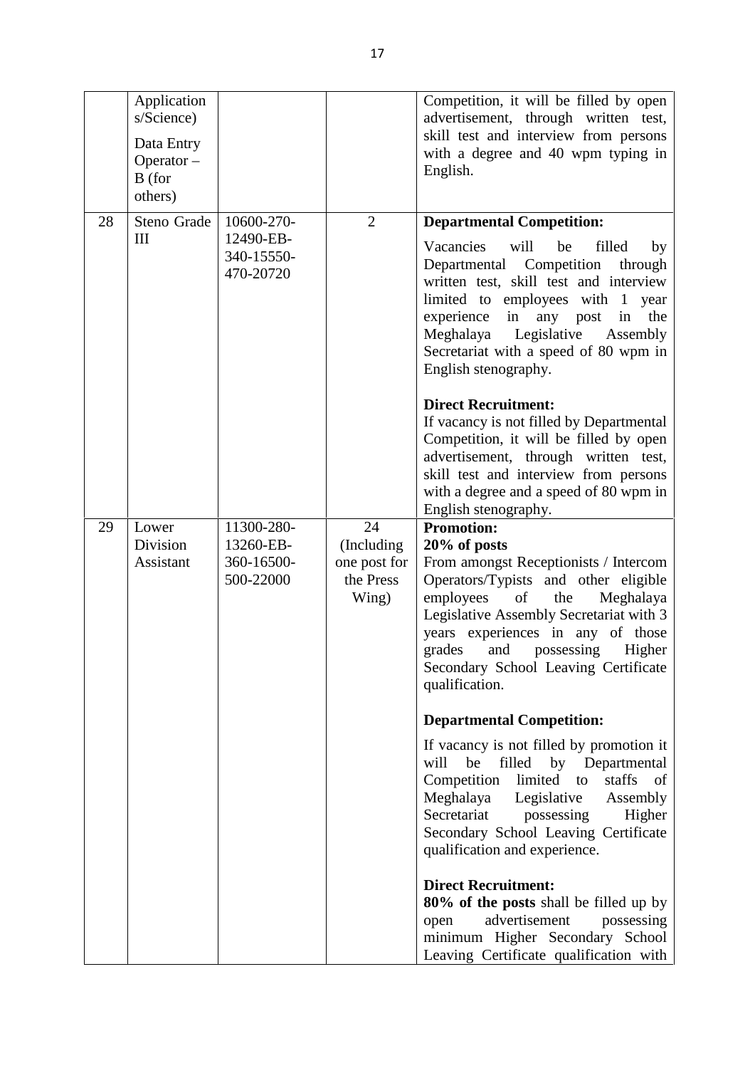|  |  |  |  |  |
|---|---|---|---|---|
|  | Application s/Science)<br>Data Entry Operator – B (for others) |  |  | Competition, it will be filled by open advertisement, through written test, skill test and interview from persons with a degree and 40 wpm typing in English. |
| 28 | Steno Grade III | 10600-270-12490-EB-340-15550-470-20720 | 2 | **Departmental Competition:**<br>Vacancies will be filled by Departmental Competition through written test, skill test and interview limited to employees with 1 year experience in any post in the Meghalaya Legislative Assembly Secretariat with a speed of 80 wpm in English stenography.<br><br>**Direct Recruitment:**<br>If vacancy is not filled by Departmental Competition, it will be filled by open advertisement, through written test, skill test and interview from persons with a degree and a speed of 80 wpm in English stenography. |
| 29 | Lower Division Assistant | 11300-280-13260-EB-360-16500-500-22000 | 24 (Including one post for the Press Wing) | **Promotion:**<br>**20% of posts**<br>From amongst Receptionists / Intercom Operators/Typists and other eligible employees of the Meghalaya Legislative Assembly Secretariat with 3 years experiences in any of those grades and possessing Higher Secondary School Leaving Certificate qualification.<br><br>**Departmental Competition:**<br>If vacancy is not filled by promotion it will be filled by Departmental Competition limited to staffs of Meghalaya Legislative Assembly Secretariat possessing Higher Secondary School Leaving Certificate qualification and experience.<br><br>**Direct Recruitment:**<br>**80% of the posts** shall be filled up by open advertisement possessing minimum Higher Secondary School Leaving Certificate qualification with |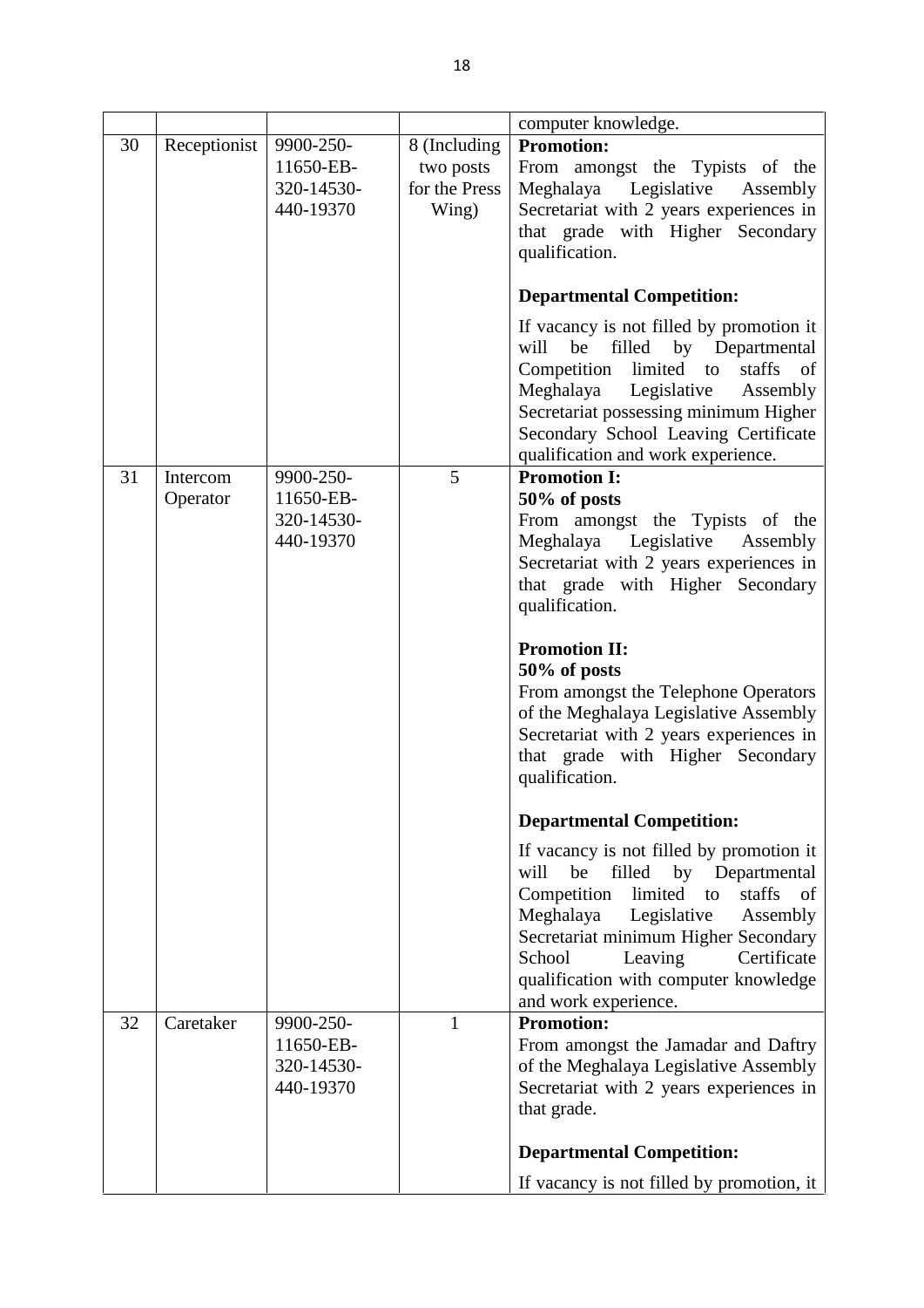| | | | | |
|---|---|---|---|---|
| | | | | computer knowledge. |
| 30 | Receptionist | 9900-250-11650-EB-320-14530-440-19370 | 8 (Including two posts for the Press Wing) | **Promotion:**<br>From amongst the Typists of the Meghalaya Legislative Assembly Secretariat with 2 years experiences in that grade with Higher Secondary qualification.<br><br>**Departmental Competition:**<br><br>If vacancy is not filled by promotion it will be filled by Departmental Competition limited to staffs of Meghalaya Legislative Assembly Secretariat possessing minimum Higher Secondary School Leaving Certificate qualification and work experience. |
| 31 | Intercom Operator | 9900-250-11650-EB-320-14530-440-19370 | 5 | **Promotion I:**<br>**50% of posts**<br>From amongst the Typists of the Meghalaya Legislative Assembly Secretariat with 2 years experiences in that grade with Higher Secondary qualification.<br><br>**Promotion II:**<br>**50% of posts**<br>From amongst the Telephone Operators of the Meghalaya Legislative Assembly Secretariat with 2 years experiences in that grade with Higher Secondary qualification.<br><br>**Departmental Competition:**<br><br>If vacancy is not filled by promotion it will be filled by Departmental Competition limited to staffs of Meghalaya Legislative Assembly Secretariat minimum Higher Secondary School Leaving Certificate qualification with computer knowledge and work experience. |
| 32 | Caretaker | 9900-250-11650-EB-320-14530-440-19370 | 1 | **Promotion:**<br>From amongst the Jamadar and Daftry of the Meghalaya Legislative Assembly Secretariat with 2 years experiences in that grade.<br><br>**Departmental Competition:**<br><br>If vacancy is not filled by promotion, it |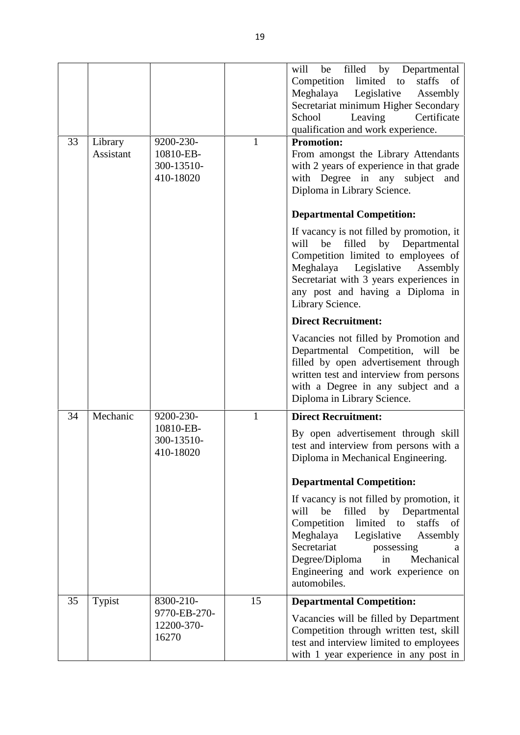| | | | | |
|---|---|---|---|---|
| | | | | will be filled by Departmental Competition limited to staffs of Meghalaya Legislative Assembly Secretariat minimum Higher Secondary School Leaving Certificate qualification and work experience. |
| 33 | Library Assistant | 9200-230-10810-EB-300-13510-410-18020 | 1 | **Promotion:**<br>From amongst the Library Attendants with 2 years of experience in that grade with Degree in any subject and Diploma in Library Science.<br><br>**Departmental Competition:**<br><br>If vacancy is not filled by promotion, it will be filled by Departmental Competition limited to employees of Meghalaya Legislative Assembly Secretariat with 3 years experiences in any post and having a Diploma in Library Science.<br><br>**Direct Recruitment:**<br><br>Vacancies not filled by Promotion and Departmental Competition, will be filled by open advertisement through written test and interview from persons with a Degree in any subject and a Diploma in Library Science. |
| 34 | Mechanic | 9200-230-10810-EB-300-13510-410-18020 | 1 | **Direct Recruitment:**<br><br>By open advertisement through skill test and interview from persons with a Diploma in Mechanical Engineering.<br><br>**Departmental Competition:**<br><br>If vacancy is not filled by promotion, it will be filled by Departmental Competition limited to staffs of Meghalaya Legislative Assembly Secretariat possessing a Degree/Diploma in Mechanical Engineering and work experience on automobiles. |
| 35 | Typist | 8300-210-9770-EB-270-12200-370-16270 | 15 | **Departmental Competition:**<br><br>Vacancies will be filled by Department Competition through written test, skill test and interview limited to employees with 1 year experience in any post in |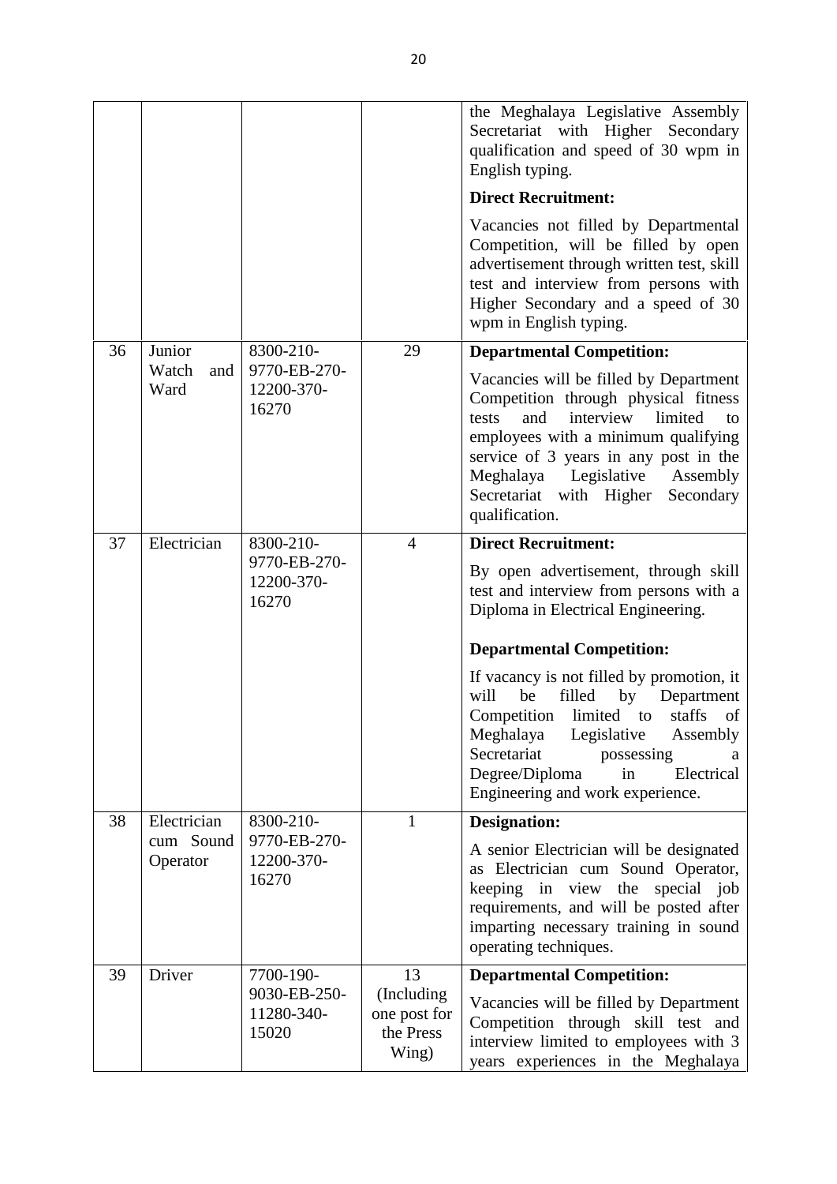| | | | | |
|---|---|---|---|---|
| | | | | the Meghalaya Legislative Assembly Secretariat with Higher Secondary qualification and speed of 30 wpm in English typing.<br><br>**Direct Recruitment:**<br><br>Vacancies not filled by Departmental Competition, will be filled by open advertisement through written test, skill test and interview from persons with Higher Secondary and a speed of 30 wpm in English typing. |
| 36 | Junior Watch and Ward | 8300-210-9770-EB-270-12200-370-16270 | 29 | **Departmental Competition:**<br><br>Vacancies will be filled by Department Competition through physical fitness tests and interview limited to employees with a minimum qualifying service of 3 years in any post in the Meghalaya Legislative Assembly Secretariat with Higher Secondary qualification. |
| 37 | Electrician | 8300-210-9770-EB-270-12200-370-16270 | 4 | **Direct Recruitment:**<br><br>By open advertisement, through skill test and interview from persons with a Diploma in Electrical Engineering.<br><br>**Departmental Competition:**<br><br>If vacancy is not filled by promotion, it will be filled by Department Competition limited to staffs of Meghalaya Legislative Assembly Secretariat possessing a Degree/Diploma in Electrical Engineering and work experience. |
| 38 | Electrician cum Sound Operator | 8300-210-9770-EB-270-12200-370-16270 | 1 | **Designation:**<br><br>A senior Electrician will be designated as Electrician cum Sound Operator, keeping in view the special job requirements, and will be posted after imparting necessary training in sound operating techniques. |
| 39 | Driver | 7700-190-9030-EB-250-11280-340-15020 | 13 (Including one post for the Press Wing) | **Departmental Competition:**<br><br>Vacancies will be filled by Department Competition through skill test and interview limited to employees with 3 years experiences in the Meghalaya |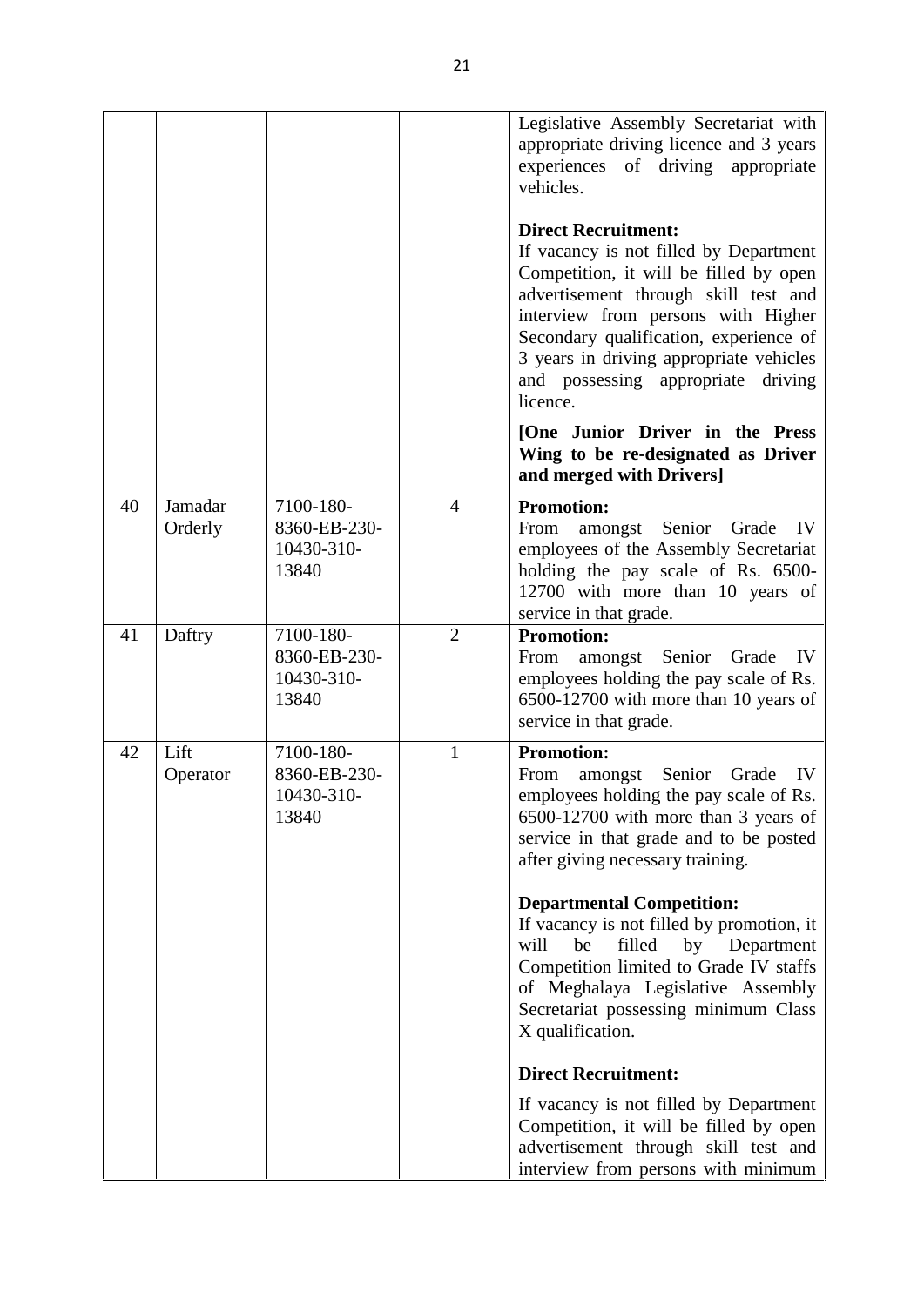| | | | | |
|---|---|---|---|---|
| | | | | Legislative Assembly Secretariat with appropriate driving licence and 3 years experiences of driving appropriate vehicles.<br><br>**Direct Recruitment:**<br>If vacancy is not filled by Department Competition, it will be filled by open advertisement through skill test and interview from persons with Higher Secondary qualification, experience of 3 years in driving appropriate vehicles and possessing appropriate driving licence.<br><br>**[One Junior Driver in the Press Wing to be re-designated as Driver and merged with Drivers]** |
| 40 | Jamadar Orderly | 7100-180-8360-EB-230-10430-310-13840 | 4 | **Promotion:**<br>From amongst Senior Grade IV employees of the Assembly Secretariat holding the pay scale of Rs. 6500-12700 with more than 10 years of service in that grade. |
| 41 | Daftry | 7100-180-8360-EB-230-10430-310-13840 | 2 | **Promotion:**<br>From amongst Senior Grade IV employees holding the pay scale of Rs. 6500-12700 with more than 10 years of service in that grade. |
| 42 | Lift Operator | 7100-180-8360-EB-230-10430-310-13840 | 1 | **Promotion:**<br>From amongst Senior Grade IV employees holding the pay scale of Rs. 6500-12700 with more than 3 years of service in that grade and to be posted after giving necessary training.<br><br>**Departmental Competition:**<br>If vacancy is not filled by promotion, it will be filled by Department Competition limited to Grade IV staffs of Meghalaya Legislative Assembly Secretariat possessing minimum Class X qualification.<br><br>**Direct Recruitment:**<br><br>If vacancy is not filled by Department Competition, it will be filled by open advertisement through skill test and interview from persons with minimum |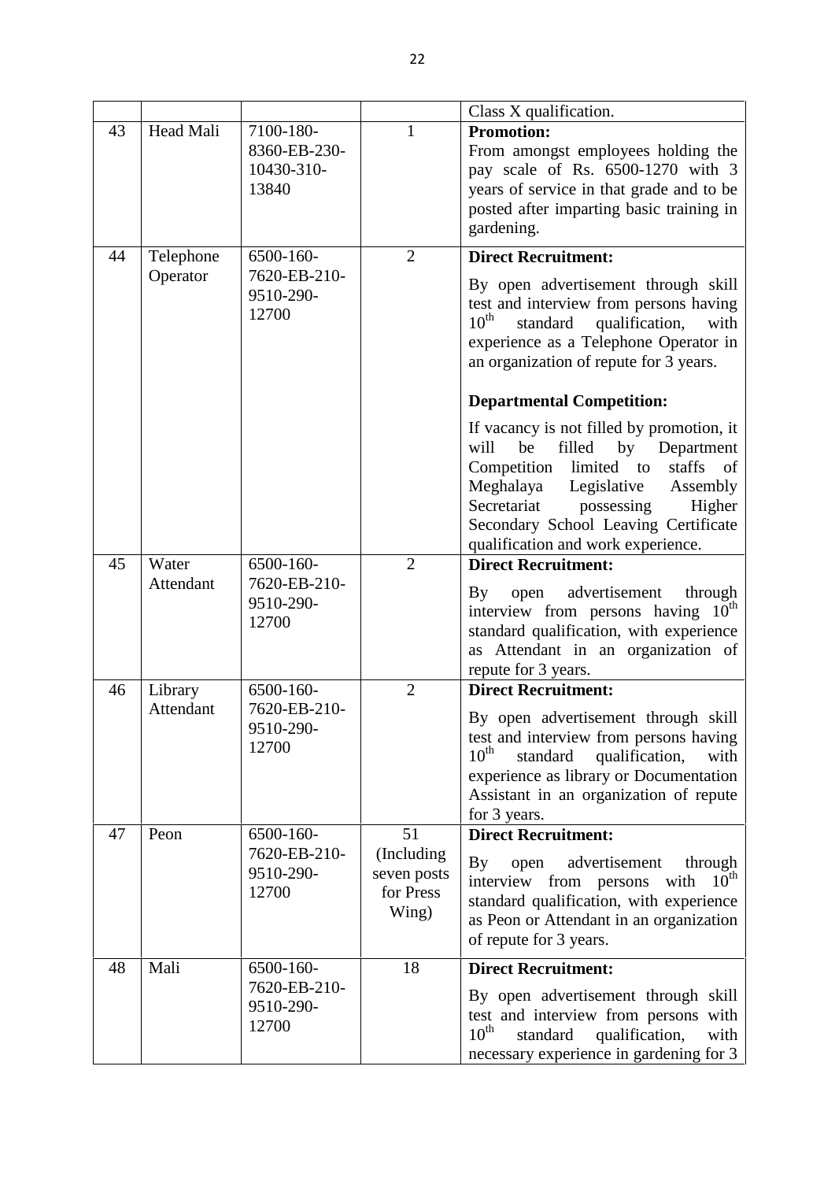| | | | | Class X qualification. |
|---|---|---|---|---|
| 43 | Head Mali | 7100-180-8360-EB-230-10430-310-13840 | 1 | **Promotion:** From amongst employees holding the pay scale of Rs. 6500-1270 with 3 years of service in that grade and to be posted after imparting basic training in gardening. |
| 44 | Telephone Operator | 6500-160-7620-EB-210-9510-290-12700 | 2 | **Direct Recruitment:** By open advertisement through skill test and interview from persons having 10th standard qualification, with experience as a Telephone Operator in an organization of repute for 3 years. **Departmental Competition:** If vacancy is not filled by promotion, it will be filled by Department Competition limited to staffs of Meghalaya Legislative Assembly Secretariat possessing Higher Secondary School Leaving Certificate qualification and work experience. |
| 45 | Water Attendant | 6500-160-7620-EB-210-9510-290-12700 | 2 | **Direct Recruitment:** By open advertisement through interview from persons having 10th standard qualification, with experience as Attendant in an organization of repute for 3 years. |
| 46 | Library Attendant | 6500-160-7620-EB-210-9510-290-12700 | 2 | **Direct Recruitment:** By open advertisement through skill test and interview from persons having 10th standard qualification, with experience as library or Documentation Assistant in an organization of repute for 3 years. |
| 47 | Peon | 6500-160-7620-EB-210-9510-290-12700 | 51 (Including seven posts for Press Wing) | **Direct Recruitment:** By open advertisement through interview from persons with 10th standard qualification, with experience as Peon or Attendant in an organization of repute for 3 years. |
| 48 | Mali | 6500-160-7620-EB-210-9510-290-12700 | 18 | **Direct Recruitment:** By open advertisement through skill test and interview from persons with 10th standard qualification, with necessary experience in gardening for 3 |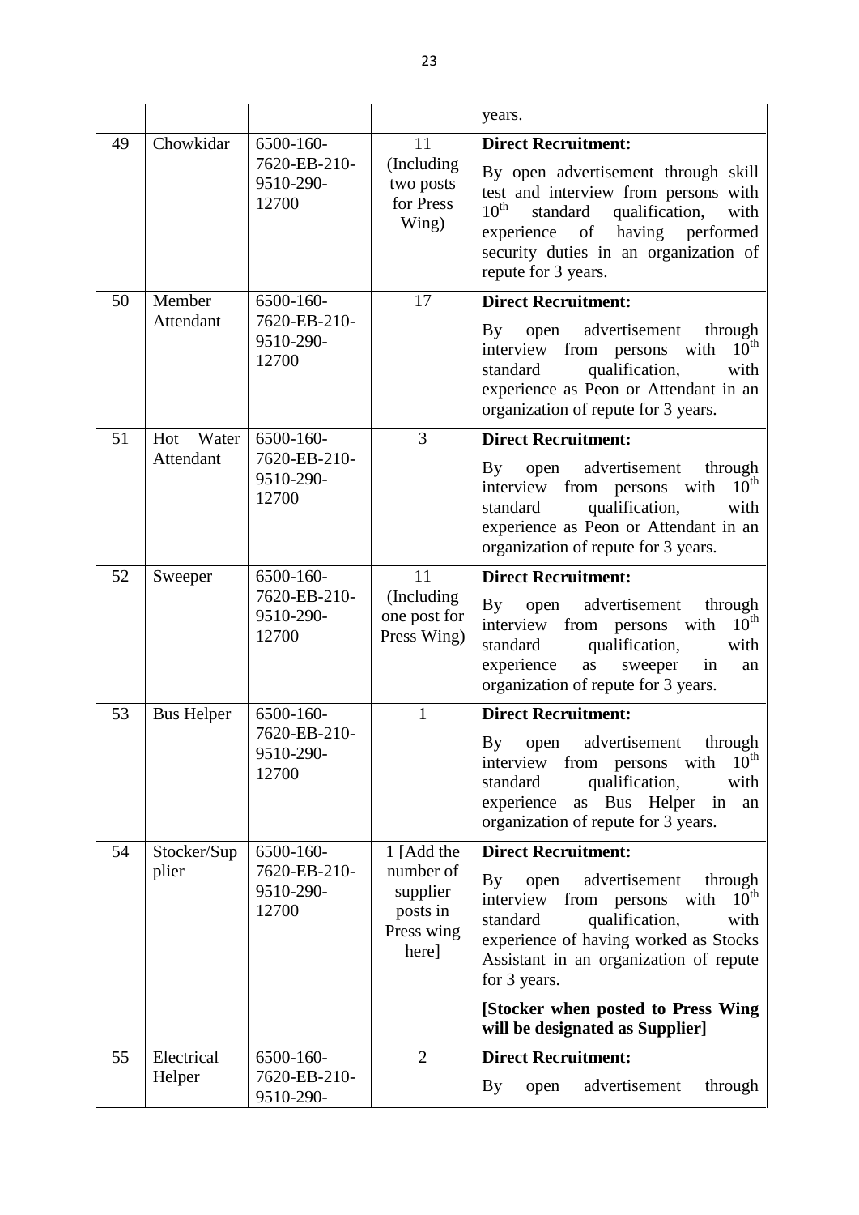|  |  |  |  | years. |
|---|---|---|---|---|
| 49 | Chowkidar | 6500-160-7620-EB-210-9510-290-12700 | 11 (Including two posts for Press Wing) | **Direct Recruitment:** By open advertisement through skill test and interview from persons with $10^{th}$ standard qualification, with experience of having performed security duties in an organization of repute for 3 years. |
| 50 | Member Attendant | 6500-160-7620-EB-210-9510-290-12700 | 17 | **Direct Recruitment:** By open advertisement through interview from persons with $10^{th}$ standard qualification, with experience as Peon or Attendant in an organization of repute for 3 years. |
| 51 | Hot Water Attendant | 6500-160-7620-EB-210-9510-290-12700 | 3 | **Direct Recruitment:** By open advertisement through interview from persons with $10^{th}$ standard qualification, with experience as Peon or Attendant in an organization of repute for 3 years. |
| 52 | Sweeper | 6500-160-7620-EB-210-9510-290-12700 | 11 (Including one post for Press Wing) | **Direct Recruitment:** By open advertisement through interview from persons with $10^{th}$ standard qualification, with experience as sweeper in an organization of repute for 3 years. |
| 53 | Bus Helper | 6500-160-7620-EB-210-9510-290-12700 | 1 | **Direct Recruitment:** By open advertisement through interview from persons with $10^{th}$ standard qualification, with experience as Bus Helper in an organization of repute for 3 years. |
| 54 | Stocker/Supplier | 6500-160-7620-EB-210-9510-290-12700 | 1 [Add the number of supplier posts in Press wing here] | **Direct Recruitment:** By open advertisement through interview from persons with $10^{th}$ standard qualification, with experience of having worked as Stocks Assistant in an organization of repute for 3 years. **[Stocker when posted to Press Wing will be designated as Supplier]** |
| 55 | Electrical Helper | 6500-160-7620-EB-210-9510-290- | 2 | **Direct Recruitment:** By open advertisement through |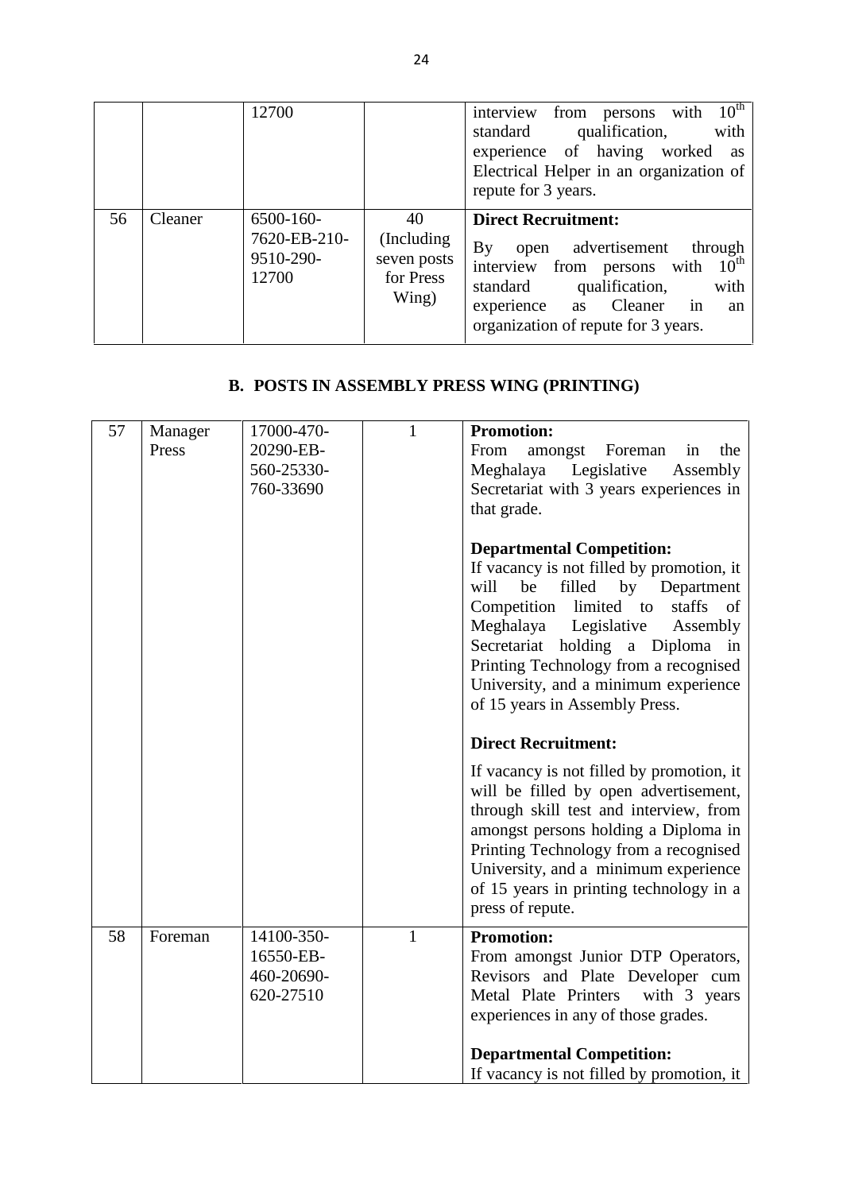|  |  | 12700 |  | interview from persons with $10^{th}$ standard qualification, with experience of having worked as Electrical Helper in an organization of repute for 3 years. |
|---|---|---|---|---|
| 56 | Cleaner | 6500-160-7620-EB-210-9510-290-12700 | 40 (Including seven posts for Press Wing) | **Direct Recruitment:** By open advertisement through interview from persons with $10^{th}$ standard qualification, with experience as Cleaner in an organization of repute for 3 years. |

## B. POSTS IN ASSEMBLY PRESS WING (PRINTING)

| 57 | Manager Press | 17000-470-20290-EB-560-25330-760-33690 | 1 | **Promotion:** From amongst Foreman in the Meghalaya Legislative Assembly Secretariat with 3 years experiences in that grade. **Departmental Competition:** If vacancy is not filled by promotion, it will be filled by Department Competition limited to staffs of Meghalaya Legislative Assembly Secretariat holding a Diploma in Printing Technology from a recognised University, and a minimum experience of 15 years in Assembly Press. **Direct Recruitment:** If vacancy is not filled by promotion, it will be filled by open advertisement, through skill test and interview, from amongst persons holding a Diploma in Printing Technology from a recognised University, and a minimum experience of 15 years in printing technology in a press of repute. |
|---|---|---|---|---|
| 58 | Foreman | 14100-350-16550-EB-460-20690-620-27510 | 1 | **Promotion:** From amongst Junior DTP Operators, Revisors and Plate Developer cum Metal Plate Printers with 3 years experiences in any of those grades. **Departmental Competition:** If vacancy is not filled by promotion, it |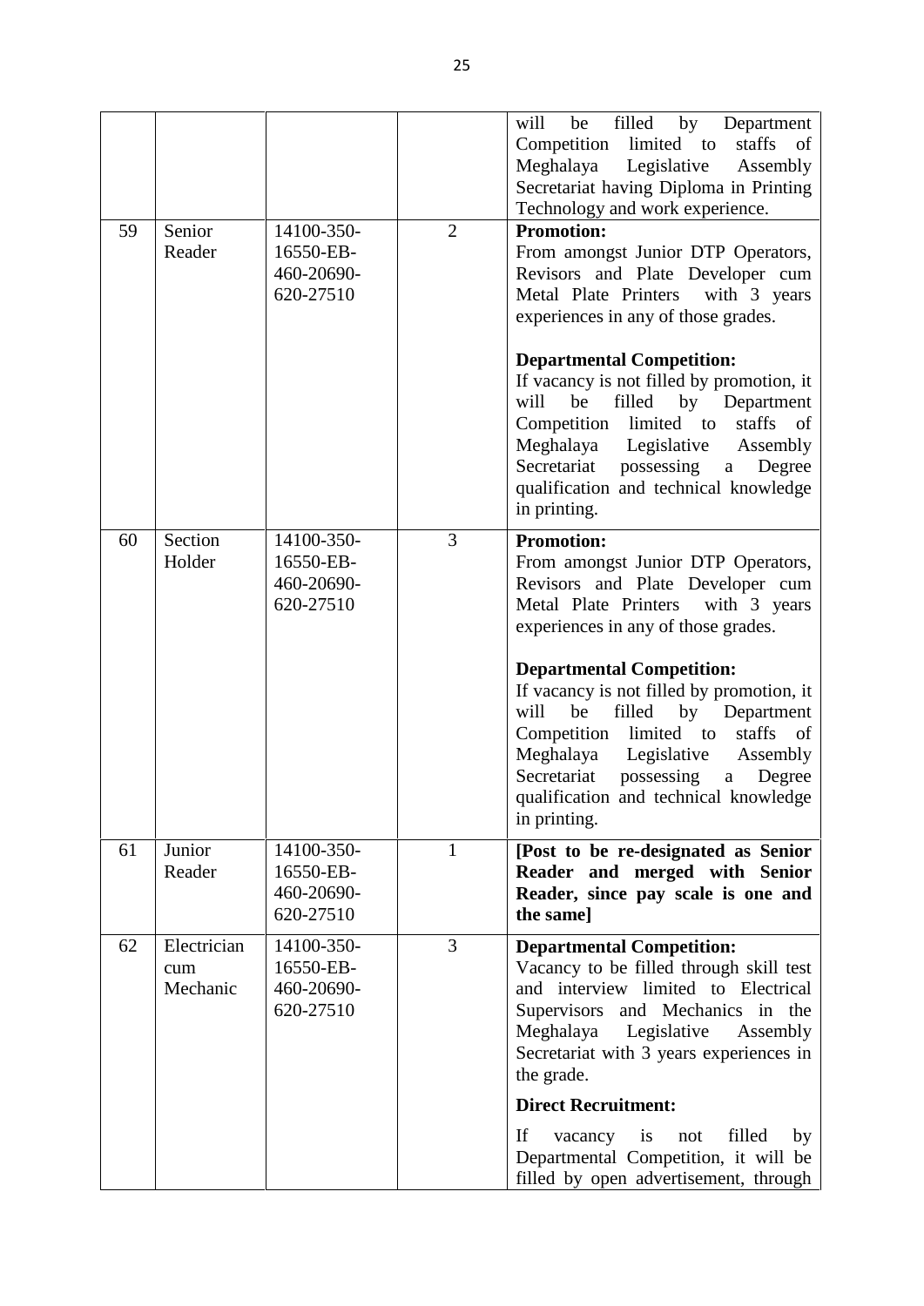| | | | | will be filled by Department Competition limited to staffs of Meghalaya Legislative Assembly Secretariat having Diploma in Printing Technology and work experience. |
|---|---|---|---|---|
| 59 | Senior Reader | 14100-350-16550-EB-460-20690-620-27510 | 2 | **Promotion:**<br>From amongst Junior DTP Operators, Revisors and Plate Developer cum Metal Plate Printers with 3 years experiences in any of those grades.<br><br>**Departmental Competition:**<br>If vacancy is not filled by promotion, it will be filled by Department Competition limited to staffs of Meghalaya Legislative Assembly Secretariat possessing a Degree qualification and technical knowledge in printing. |
| 60 | Section Holder | 14100-350-16550-EB-460-20690-620-27510 | 3 | **Promotion:**<br>From amongst Junior DTP Operators, Revisors and Plate Developer cum Metal Plate Printers with 3 years experiences in any of those grades.<br><br>**Departmental Competition:**<br>If vacancy is not filled by promotion, it will be filled by Department Competition limited to staffs of Meghalaya Legislative Assembly Secretariat possessing a Degree qualification and technical knowledge in printing. |
| 61 | Junior Reader | 14100-350-16550-EB-460-20690-620-27510 | 1 | **[Post to be re-designated as Senior Reader and merged with Senior Reader, since pay scale is one and the same]** |
| 62 | Electrician cum Mechanic | 14100-350-16550-EB-460-20690-620-27510 | 3 | **Departmental Competition:**<br>Vacancy to be filled through skill test and interview limited to Electrical Supervisors and Mechanics in the Meghalaya Legislative Assembly Secretariat with 3 years experiences in the grade.<br><br>**Direct Recruitment:**<br><br>If vacancy is not filled by Departmental Competition, it will be filled by open advertisement, through |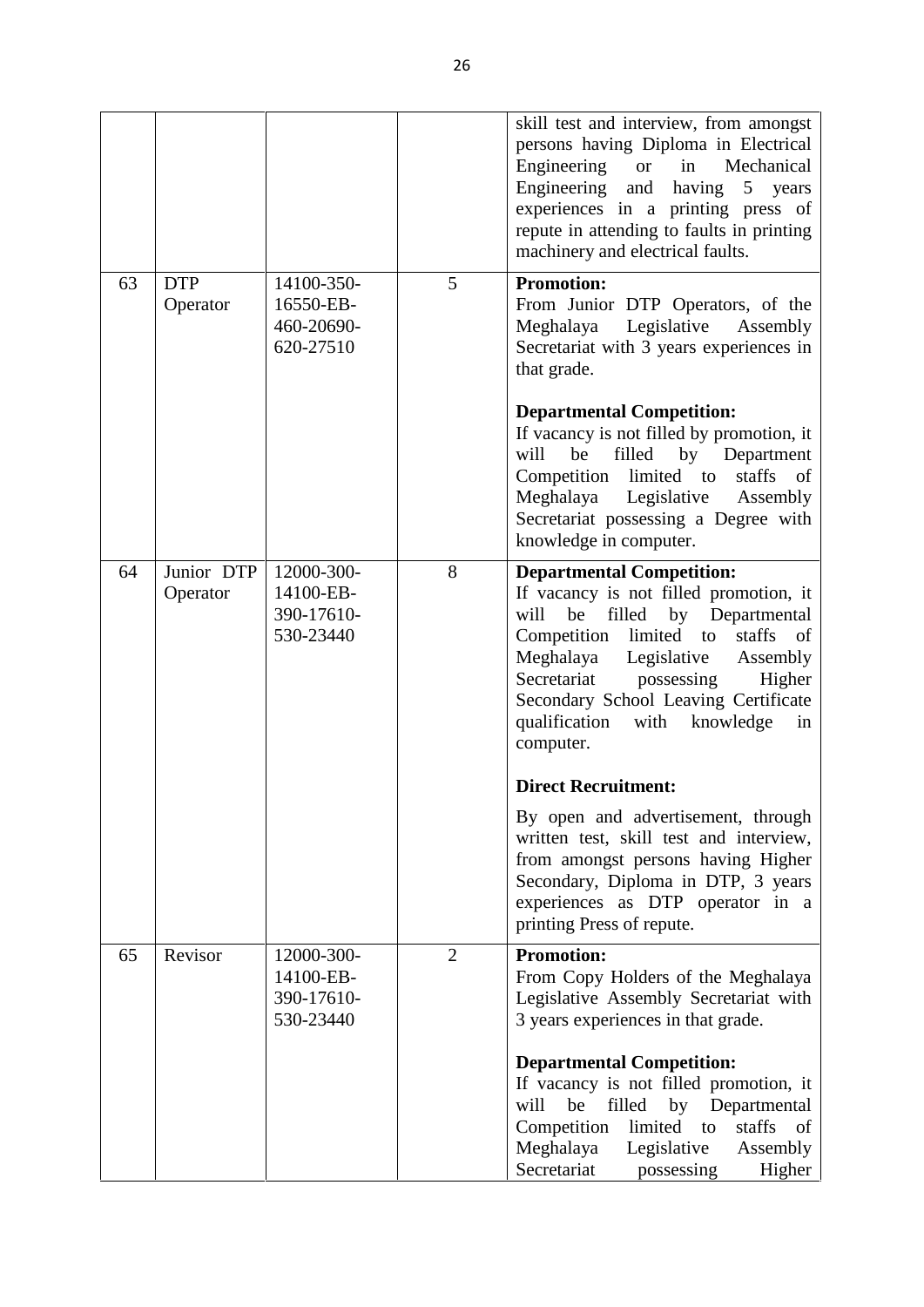| | | | | |
|---|---|---|---|---|
| | | | | skill test and interview, from amongst persons having Diploma in Electrical Engineering or in Mechanical Engineering and having 5 years experiences in a printing press of repute in attending to faults in printing machinery and electrical faults. |
| 63 | DTP Operator | 14100-350-16550-EB-460-20690-620-27510 | 5 | **Promotion:**<br>From Junior DTP Operators, of the Meghalaya Legislative Assembly Secretariat with 3 years experiences in that grade.<br><br>**Departmental Competition:**<br>If vacancy is not filled by promotion, it will be filled by Department Competition limited to staffs of Meghalaya Legislative Assembly Secretariat possessing a Degree with knowledge in computer. |
| 64 | Junior DTP Operator | 12000-300-14100-EB-390-17610-530-23440 | 8 | **Departmental Competition:**<br>If vacancy is not filled promotion, it will be filled by Departmental Competition limited to staffs of Meghalaya Legislative Assembly Secretariat possessing Higher Secondary School Leaving Certificate qualification with knowledge in computer.<br><br>**Direct Recruitment:**<br><br>By open and advertisement, through written test, skill test and interview, from amongst persons having Higher Secondary, Diploma in DTP, 3 years experiences as DTP operator in a printing Press of repute. |
| 65 | Revisor | 12000-300-14100-EB-390-17610-530-23440 | 2 | **Promotion:**<br>From Copy Holders of the Meghalaya Legislative Assembly Secretariat with 3 years experiences in that grade.<br><br>**Departmental Competition:**<br>If vacancy is not filled promotion, it will be filled by Departmental Competition limited to staffs of Meghalaya Legislative Assembly Secretariat possessing Higher |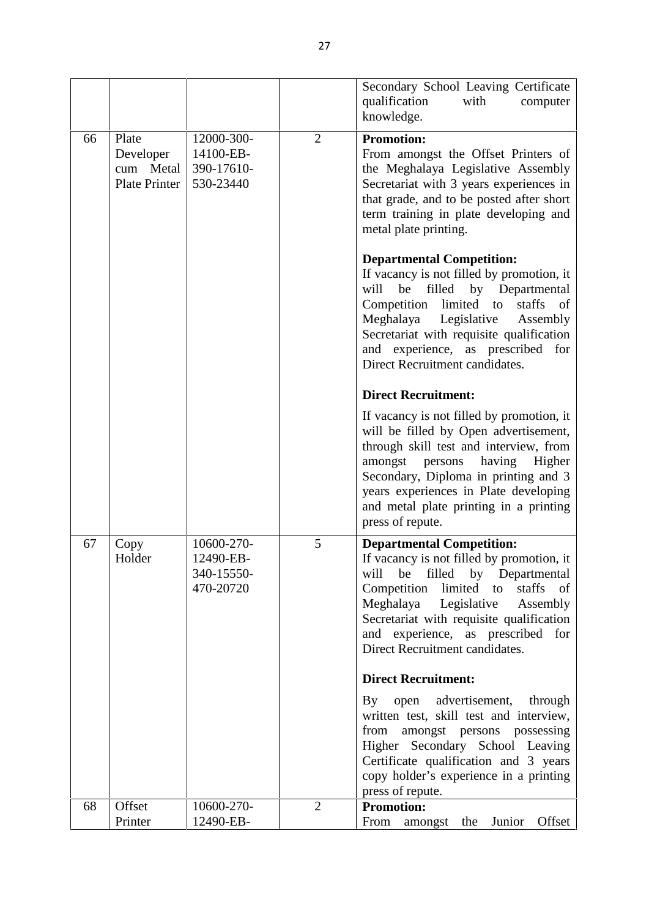| | | | | |
|---|---|---|---|---|
| | | | | Secondary School Leaving Certificate qualification with computer knowledge. |
| 66 | Plate Developer cum Metal Plate Printer | 12000-300-14100-EB-390-17610-530-23440 | 2 | **Promotion:**<br>From amongst the Offset Printers of the Meghalaya Legislative Assembly Secretariat with 3 years experiences in that grade, and to be posted after short term training in plate developing and metal plate printing.<br><br>**Departmental Competition:**<br>If vacancy is not filled by promotion, it will be filled by Departmental Competition limited to staffs of Meghalaya Legislative Assembly Secretariat with requisite qualification and experience, as prescribed for Direct Recruitment candidates.<br><br>**Direct Recruitment:**<br><br>If vacancy is not filled by promotion, it will be filled by Open advertisement, through skill test and interview, from amongst persons having Higher Secondary, Diploma in printing and 3 years experiences in Plate developing and metal plate printing in a printing press of repute. |
| 67 | Copy Holder | 10600-270-12490-EB-340-15550-470-20720 | 5 | **Departmental Competition:**<br>If vacancy is not filled by promotion, it will be filled by Departmental Competition limited to staffs of Meghalaya Legislative Assembly Secretariat with requisite qualification and experience, as prescribed for Direct Recruitment candidates.<br><br>**Direct Recruitment:**<br><br>By open advertisement, through written test, skill test and interview, from amongst persons possessing Higher Secondary School Leaving Certificate qualification and 3 years copy holder's experience in a printing press of repute. |
| 68 | Offset Printer | 10600-270-12490-EB- | 2 | **Promotion:**<br>From amongst the Junior Offset |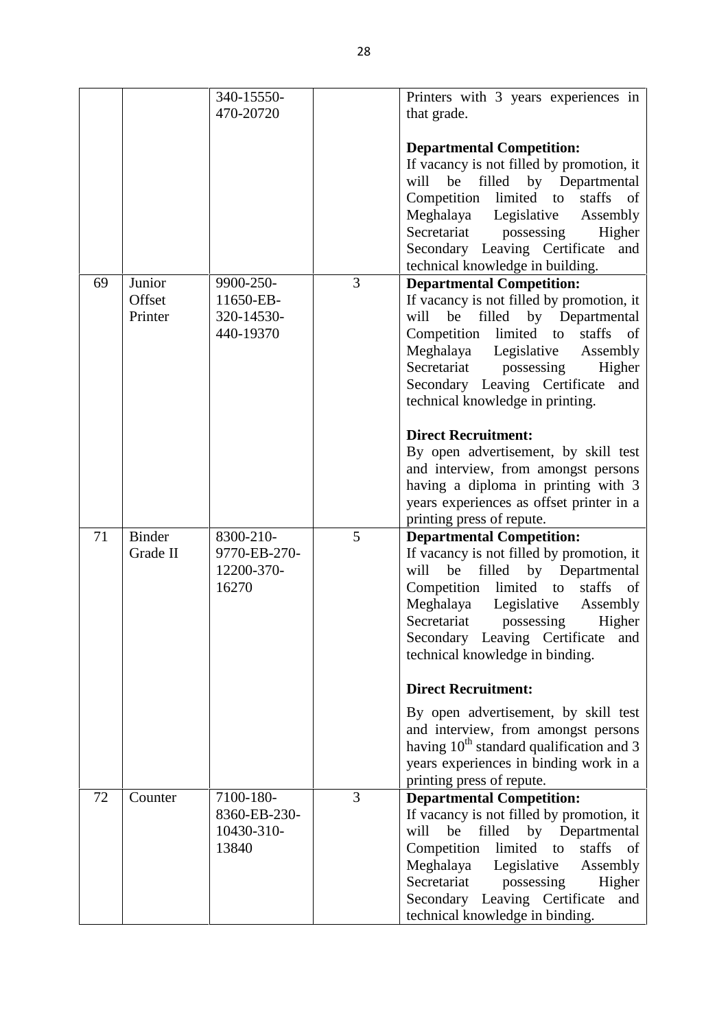| | | | | |
|---|---|---|---|---|
| | | 340-15550-470-20720 | | Printers with 3 years experiences in that grade.<br><br>**Departmental Competition:**<br>If vacancy is not filled by promotion, it will be filled by Departmental Competition limited to staffs of Meghalaya Legislative Assembly Secretariat possessing Higher Secondary Leaving Certificate and technical knowledge in building. |
| 69 | Junior Offset Printer | 9900-250-11650-EB-320-14530-440-19370 | 3 | **Departmental Competition:**<br>If vacancy is not filled by promotion, it will be filled by Departmental Competition limited to staffs of Meghalaya Legislative Assembly Secretariat possessing Higher Secondary Leaving Certificate and technical knowledge in printing.<br><br>**Direct Recruitment:**<br>By open advertisement, by skill test and interview, from amongst persons having a diploma in printing with 3 years experiences as offset printer in a printing press of repute. |
| 71 | Binder Grade II | 8300-210-9770-EB-270-12200-370-16270 | 5 | **Departmental Competition:**<br>If vacancy is not filled by promotion, it will be filled by Departmental Competition limited to staffs of Meghalaya Legislative Assembly Secretariat possessing Higher Secondary Leaving Certificate and technical knowledge in binding.<br><br>**Direct Recruitment:**<br><br>By open advertisement, by skill test and interview, from amongst persons having 10th standard qualification and 3 years experiences in binding work in a printing press of repute. |
| 72 | Counter | 7100-180-8360-EB-230-10430-310-13840 | 3 | **Departmental Competition:**<br>If vacancy is not filled by promotion, it will be filled by Departmental Competition limited to staffs of Meghalaya Legislative Assembly Secretariat possessing Higher Secondary Leaving Certificate and technical knowledge in binding. |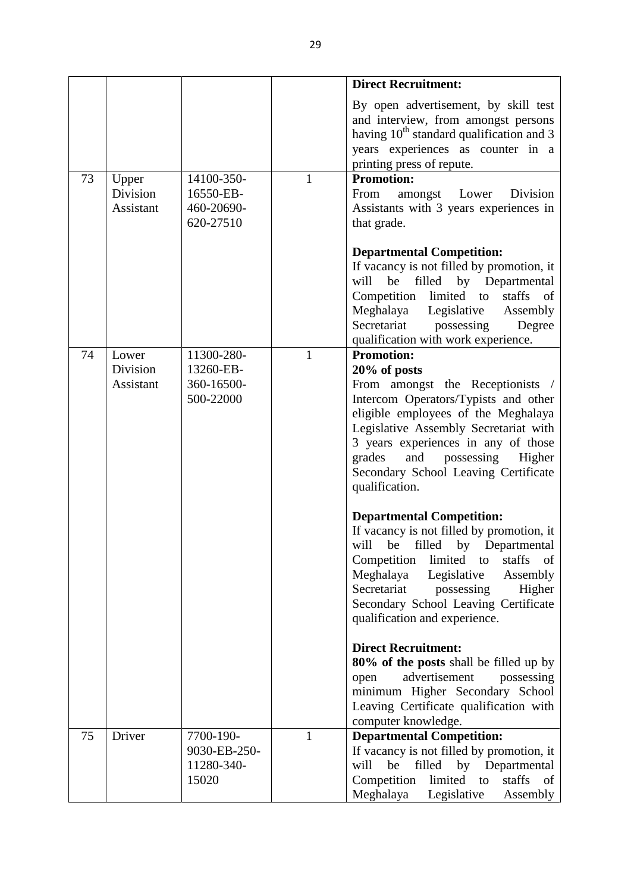| | | | | |
|---|---|---|---|---|
| | | | | **Direct Recruitment:**<br><br>By open advertisement, by skill test and interview, from amongst persons having 10th standard qualification and 3 years experiences as counter in a printing press of repute. |
| 73 | Upper Division Assistant | 14100-350-16550-EB-460-20690-620-27510 | 1 | **Promotion:**<br>From amongst Lower Division Assistants with 3 years experiences in that grade.<br><br>**Departmental Competition:**<br>If vacancy is not filled by promotion, it will be filled by Departmental Competition limited to staffs of Meghalaya Legislative Assembly Secretariat possessing Degree qualification with work experience. |
| 74 | Lower Division Assistant | 11300-280-13260-EB-360-16500-500-22000 | 1 | **Promotion:**<br>**20% of posts**<br>From amongst the Receptionists / Intercom Operators/Typists and other eligible employees of the Meghalaya Legislative Assembly Secretariat with 3 years experiences in any of those grades and possessing Higher Secondary School Leaving Certificate qualification.<br><br>**Departmental Competition:**<br>If vacancy is not filled by promotion, it will be filled by Departmental Competition limited to staffs of Meghalaya Legislative Assembly Secretariat possessing Higher Secondary School Leaving Certificate qualification and experience.<br><br>**Direct Recruitment:**<br>**80% of the posts** shall be filled up by open advertisement possessing minimum Higher Secondary School Leaving Certificate qualification with computer knowledge. |
| 75 | Driver | 7700-190-9030-EB-250-11280-340-15020 | 1 | **Departmental Competition:**<br>If vacancy is not filled by promotion, it will be filled by Departmental Competition limited to staffs of Meghalaya Legislative Assembly |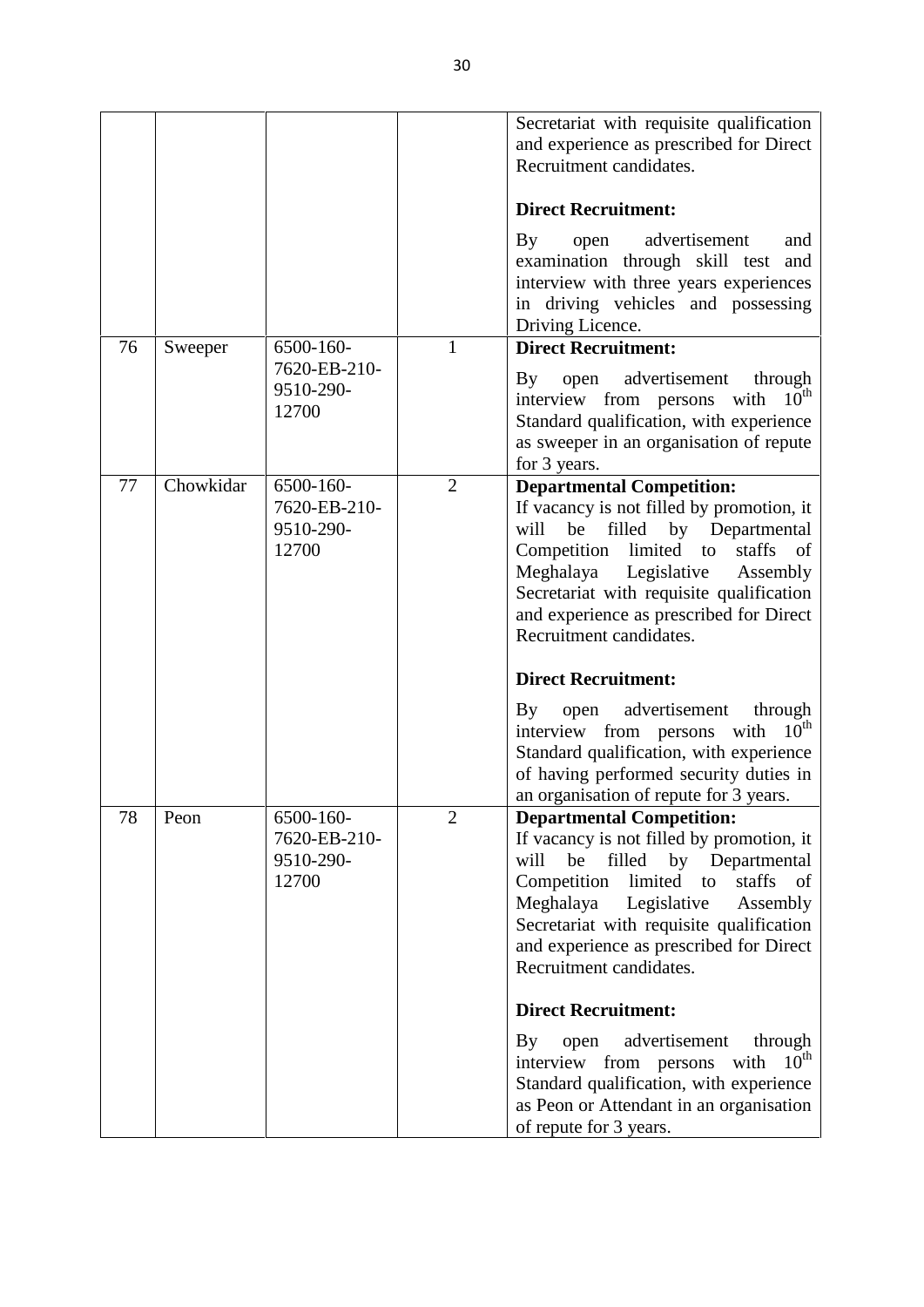| | | | | |
|---|---|---|---|---|
| | | | | Secretariat with requisite qualification and experience as prescribed for Direct Recruitment candidates.<br><br>**Direct Recruitment:**<br><br>By open advertisement and examination through skill test and interview with three years experiences in driving vehicles and possessing Driving Licence. |
| 76 | Sweeper | 6500-160-7620-EB-210-9510-290-12700 | 1 | **Direct Recruitment:**<br><br>By open advertisement through interview from persons with 10th Standard qualification, with experience as sweeper in an organisation of repute for 3 years. |
| 77 | Chowkidar | 6500-160-7620-EB-210-9510-290-12700 | 2 | **Departmental Competition:**<br>If vacancy is not filled by promotion, it will be filled by Departmental Competition limited to staffs of Meghalaya Legislative Assembly Secretariat with requisite qualification and experience as prescribed for Direct Recruitment candidates.<br><br>**Direct Recruitment:**<br><br>By open advertisement through interview from persons with 10th Standard qualification, with experience of having performed security duties in an organisation of repute for 3 years. |
| 78 | Peon | 6500-160-7620-EB-210-9510-290-12700 | 2 | **Departmental Competition:**<br>If vacancy is not filled by promotion, it will be filled by Departmental Competition limited to staffs of Meghalaya Legislative Assembly Secretariat with requisite qualification and experience as prescribed for Direct Recruitment candidates.<br><br>**Direct Recruitment:**<br><br>By open advertisement through interview from persons with 10th Standard qualification, with experience as Peon or Attendant in an organisation of repute for 3 years. |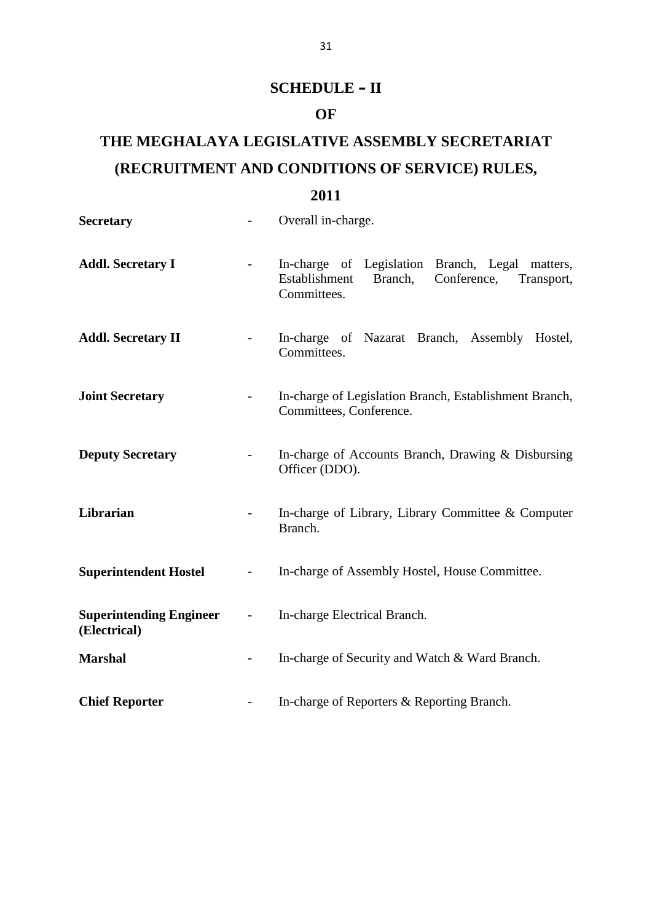# SCHEDULE – II

# OF

# THE MEGHALAYA LEGISLATIVE ASSEMBLY SECRETARIAT (RECRUITMENT AND CONDITIONS OF SERVICE) RULES, 2011

| | | |
|---|---|---|
| **Secretary** | - | Overall in-charge. |
| **Addl. Secretary I** | - | In-charge of Legislation Branch, Legal matters, Establishment Branch, Conference, Transport, Committees. |
| **Addl. Secretary II** | - | In-charge of Nazarat Branch, Assembly Hostel, Committees. |
| **Joint Secretary** | - | In-charge of Legislation Branch, Establishment Branch, Committees, Conference. |
| **Deputy Secretary** | - | In-charge of Accounts Branch, Drawing & Disbursing Officer (DDO). |
| **Librarian** | - | In-charge of Library, Library Committee & Computer Branch. |
| **Superintendent Hostel** | - | In-charge of Assembly Hostel, House Committee. |
| **Superintending Engineer (Electrical)** | - | In-charge Electrical Branch. |
| **Marshal** | - | In-charge of Security and Watch & Ward Branch. |
| **Chief Reporter** | - | In-charge of Reporters & Reporting Branch. |